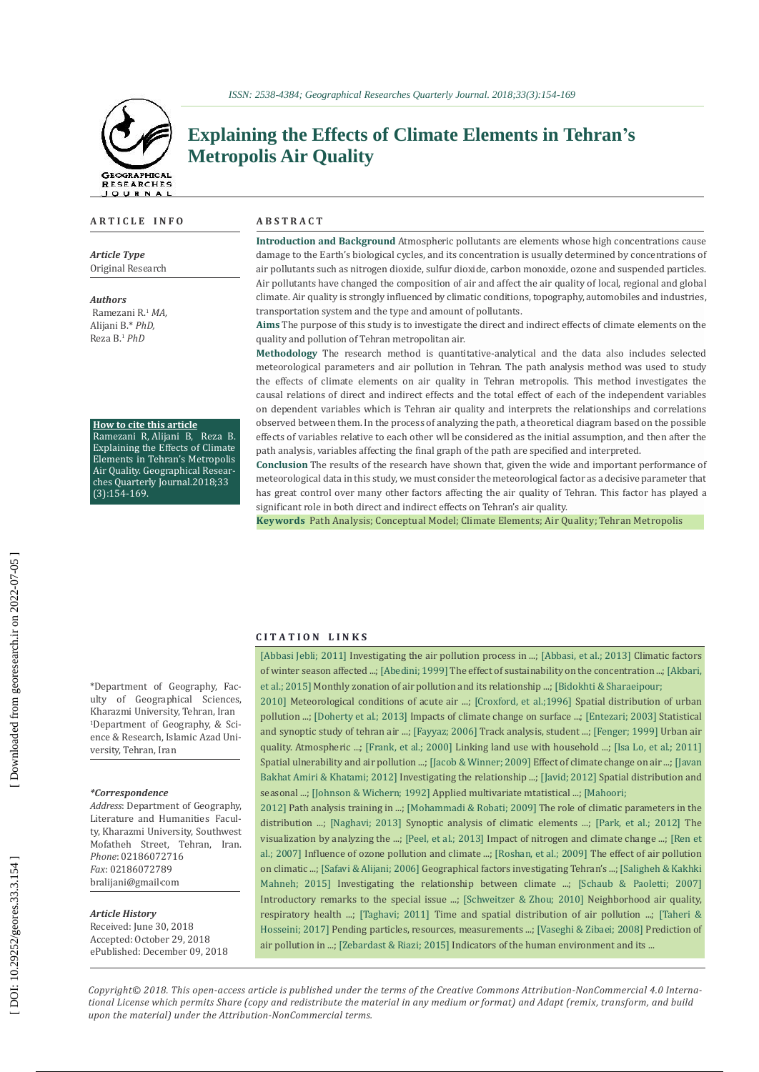# Explaining the Effects of Climate Elements in Tehran's Metropolis Air Quality

## ARTICLE INFO

*Article Type*
Original Research

*Authors*
Ramezani R.[1] *MA,*
Alijani B.* *PhD,*
Reza B.[1] *PhD*

**How to cite this article**
Ramezani R, Alijani B, Reza B. Explaining the Effects of Climate Elements in Tehran's Metropolis Air Quality. Geographical Researches Quarterly Journal.2018;33(3):154-169.

*Department of Geography, Faculty of Geographical Sciences, Kharazmi University, Tehran, Iran
[1]Department of Geography, & Science & Research, Islamic Azad University, Tehran, Iran

***Correspondence**
*Address*: Department of Geography, Literature and Humanities Faculty, Kharazmi University, Southwest Mofatheh Street, Tehran, Iran.
*Phone*: 02186072716
*Fax*: 02186072789
bralijani@gmail.com

*Article History*
Received: June 30, 2018
Accepted: October 29, 2018
ePublished: December 09, 2018

## ABSTRACT

**Introduction and Background** Atmospheric pollutants are elements whose high concentrations cause damage to the Earth's biological cycles, and its concentration is usually determined by concentrations of air pollutants such as nitrogen dioxide, sulfur dioxide, carbon monoxide, ozone and suspended particles. Air pollutants have changed the composition of air and affect the air quality of local, regional and global climate. Air quality is strongly influenced by climatic conditions, topography, automobiles and industries, transportation system and the type and amount of pollutants.

**Aims** The purpose of this study is to investigate the direct and indirect effects of climate elements on the quality and pollution of Tehran metropolitan air.

**Methodology** The research method is quantitative-analytical and the data also includes selected meteorological parameters and air pollution in Tehran. The path analysis method was used to study the effects of climate elements on air quality in Tehran metropolis. This method investigates the causal relations of direct and indirect effects and the total effect of each of the independent variables on dependent variables which is Tehran air quality and interprets the relationships and correlations observed between them. In the process of analyzing the path, a theoretical diagram based on the possible effects of variables relative to each other wll be considered as the initial assumption, and then after the path analysis, variables affecting the final graph of the path are specified and interpreted.

**Conclusion** The results of the research have shown that, given the wide and important performance of meteorological data in this study, we must consider the meteorological factor as a decisive parameter that has great control over many other factors affecting the air quality of Tehran. This factor has played a significant role in both direct and indirect effects on Tehran's air quality.

**Keywords** Path Analysis; Conceptual Model; Climate Elements; Air Quality; Tehran Metropolis

## CITATION LINKS

[Abbasi Jebli; 2011] Investigating the air pollution process in ...; [Abbasi, et al.; 2013] Climatic factors of winter season affected ...; [Abedini; 1999] The effect of sustainability on the concentration ...; [Akbari, et al.; 2015] Monthly zonation of air pollution and its relationship ...; [Bidokhti & Sharaeipour; 2010] Meteorological conditions of acute air ...; [Croxford, et al.;1996] Spatial distribution of urban pollution ...; [Doherty et al.; 2013] Impacts of climate change on surface ...; [Entezari; 2003] Statistical and synoptic study of tehran air ...; [Fayyaz; 2006] Track analysis, student ...; [Fenger; 1999] Urban air quality. Atmospheric ...; [Frank, et al.; 2000] Linking land use with household ...; [Isa Lo, et al.; 2011] Spatial ulnerability and air pollution ...; [Jacob & Winner; 2009] Effect of climate change on air ...; [Javan Bakhat Amiri & Khatami; 2012] Investigating the relationship ...; [Javid; 2012] Spatial distribution and seasonal ...; [Johnson & Wichern; 1992] Applied multivariate mtatistical ...; [Mahoori; 2012] Path analysis training in ...; [Mohammadi & Robati; 2009] The role of climatic parameters in the distribution ...; [Naghavi; 2013] Synoptic analysis of climatic elements ...; [Park, et al.; 2012] The visualization by analyzing the ...; [Peel, et al.; 2013] Impact of nitrogen and climate change ...; [Ren et al.; 2007] Influence of ozone pollution and climate ...; [Roshan, et al.; 2009] The effect of air pollution on climatic ...; [Safavi & Alijani; 2006] Geographical factors investigating Tehran's ...; [Saligheh & Kakhki Mahneh; 2015] Investigating the relationship between climate ...; [Schaub & Paoletti; 2007] Introductory remarks to the special issue ...; [Schweitzer & Zhou; 2010] Neighborhood air quality, respiratory health ...; [Taghavi; 2011] Time and spatial distribution of air pollution ...; [Taheri & Hosseini; 2017] Pending particles, resources, measurements ...; [Vaseghi & Zibaei; 2008] Prediction of air pollution in ...; [Zebardast & Riazi; 2015] Indicators of the human environment and its ...

*Copyright© 2018. This open-access article is published under the terms of the Creative Commons Attribution-NonCommercial 4.0 International License which permits Share (copy and redistribute the material in any medium or format) and Adapt (remix, transform, and build upon the material) under the Attribution-NonCommercial terms.*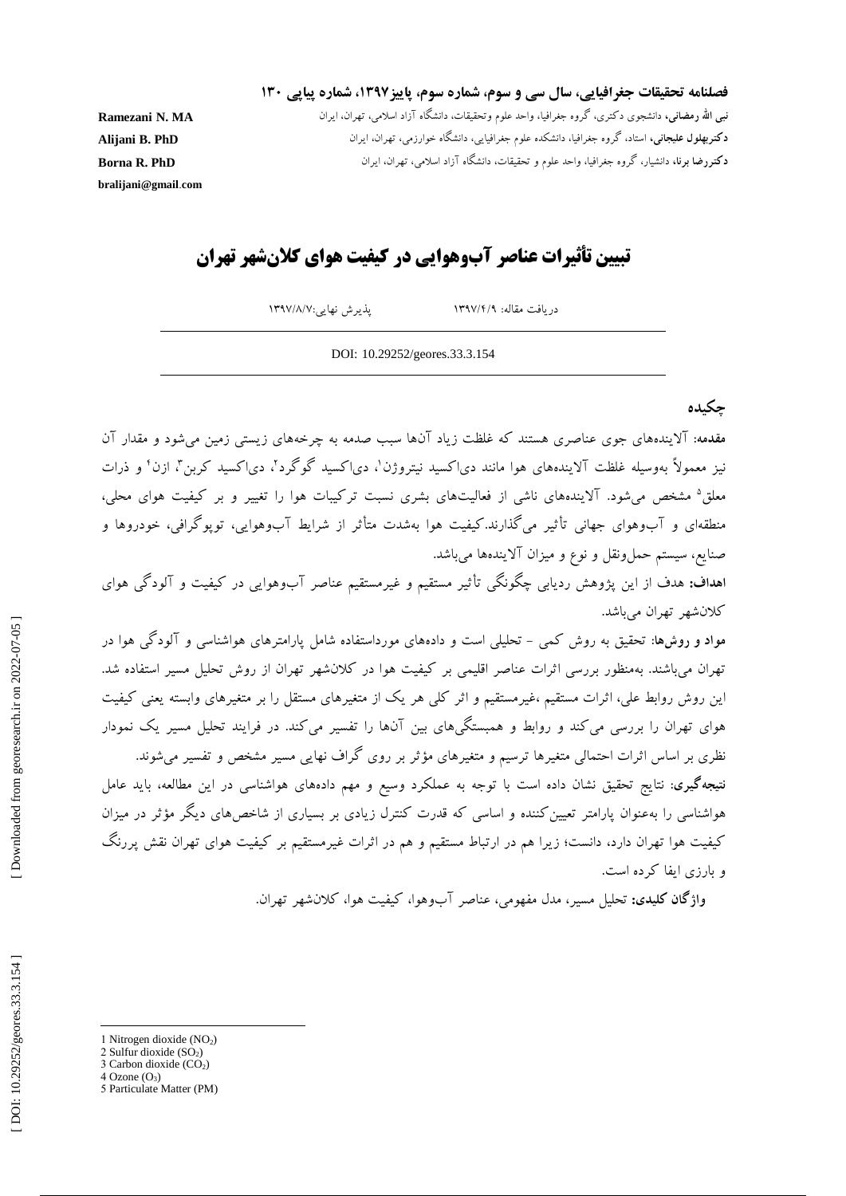**فصلنامه تحقیقات جغرافیایی، سال سی و سوم، شماره سوم، پاییز۱۳۹۷، شماره پیاپی ۱۳۰**

**نبی الله رمضانی،** دانشجوی دکتری، گروه جغرافیا، واحد علوم وتحقیقات، دانشگاه آزاد اسلامی، تهران، ایران — **Ramezani N. MA**

**دکتربهلول علیجانی،** استاد، گروه جغرافیا، دانشکده علوم جغرافیایی، دانشگاه خوارزمی، تهران، ایران — **Alijani B. PhD**

**دکتررضا برنا،** دانشیار، گروه جغرافیا، واحد علوم و تحقیقات، دانشگاه آزاد اسلامی، تهران، ایران — **Borna R. PhD**

**bralijani@gmail.com**

# تبیین تأثیرات عناصر آب‌وهوایی در کیفیت هوای کلان‌شهر تهران

دریافت مقاله: ۱۳۹۷/۴/۹ — پذیرش نهایی:۱۳۹۷/۸/۷

DOI: 10.29252/geores.33.3.154

## چکیده

**مقدمه:** آلاینده‌های جوی عناصری هستند که غلظت زیاد آن‌ها سبب صدمه به چرخه‌های زیستی زمین می‌شود و مقدار آن نیز معمولاً به‌وسیله غلظت آلاینده‌های هوا مانند دی‌اکسید نیتروژن[1]، دی‌اکسید گوگرد[2]، دی‌اکسید کربن[3]، ازن[4] و ذرات معلق[5] مشخص می‌شود. آلاینده‌های ناشی از فعالیت‌های بشری نسبت ترکیبات هوا را تغییر و بر کیفیت هوای محلی، منطقه‌ای و آب‌وهوای جهانی تأثیر می‌گذارند.کیفیت هوا به‌شدت متأثر از شرایط آب‌وهوایی، توپوگرافی، خودروها و صنایع، سیستم حمل‌ونقل و نوع و میزان آلاینده‌ها می‌باشد.

**اهداف:** هدف از این پژوهش ردیابی چگونگی تأثیر مستقیم و غیرمستقیم عناصر آب‌وهوایی در کیفیت و آلودگی هوای کلان‌شهر تهران می‌باشد.

**مواد و روش‌ها:** تحقیق به روش کمی - تحلیلی است و داده‌های مورداستفاده شامل پارامترهای هواشناسی و آلودگی هوا در تهران می‌باشند. به‌منظور بررسی اثرات عناصر اقلیمی بر کیفیت هوا در کلان‌شهر تهران از روش تحلیل مسیر استفاده شد. این روش روابط علی، اثرات مستقیم ،غیرمستقیم و اثر کلی هر یک از متغیرهای مستقل را بر متغیرهای وابسته یعنی کیفیت هوای تهران را بررسی می‌کند و روابط و همبستگی‌های بین آن‌ها را تفسیر می‌کند. در فرایند تحلیل مسیر یک نمودار نظری بر اساس اثرات احتمالی متغیرها ترسیم و متغیرهای مؤثر بر روی گراف نهایی مسیر مشخص و تفسیر می‌شوند.

**نتیجه‌گیری:** نتایج تحقیق نشان داده است با توجه به عملکرد وسیع و مهم داده‌های هواشناسی در این مطالعه، باید عامل هواشناسی را به‌عنوان پارامتر تعیین‌کننده و اساسی که قدرت کنترل زیادی بر بسیاری از شاخص‌های دیگر مؤثر در میزان کیفیت هوا تهران دارد، دانست؛ زیرا هم در ارتباط مستقیم و هم در اثرات غیرمستقیم بر کیفیت هوای تهران نقش پررنگ و بارزی ایفا کرده است.

**واژگان کلیدی:** تحلیل مسیر، مدل مفهومی، عناصر آب‌وهوا، کیفیت هوا، کلان‌شهر تهران.

---

1 Nitrogen dioxide ($NO_2$)
2 Sulfur dioxide ($SO_2$)
3 Carbon dioxide ($CO_2$)
4 Ozone ($O_3$)
5 Particulate Matter (PM)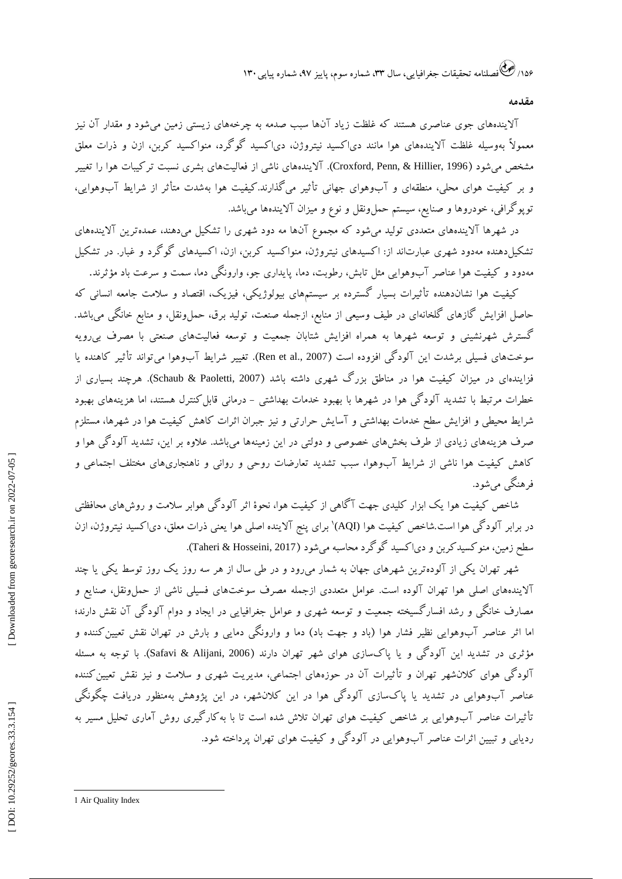## مقدمه

آلاینده‌های جوی عناصری هستند که غلظت زیاد آن‌ها سبب صدمه به چرخه‌های زیستی زمین می‌شود و مقدار آن نیز معمولاً به‌وسیله غلظت آلاینده‌های هوا مانند دی‌اکسید نیتروژن، دی‌اکسید گوگرد، منواکسید کربن، ازن و ذرات معلق مشخص می‌شود (Croxford, Penn, & Hillier, 1996). آلاینده‌های ناشی از فعالیت‌های بشری نسبت ترکیبات هوا را تغییر و بر کیفیت هوای محلی، منطقه‌ای و آب‌وهوای جهانی تأثیر می‌گذارند.کیفیت هوا به‌شدت متأثر از شرایط آب‌وهوایی، توپوگرافی، خودروها و صنایع، سیستم حمل‌ونقل و نوع و میزان آلاینده‌ها می‌باشد.

در شهرها آلاینده‌های متعددی تولید می‌شود که مجموع آن‌ها مه دود شهری را تشکیل می‌دهند، عمده‌ترین آلاینده‌های تشکیل‌دهنده مه‌دود شهری عبارت‌اند از: اکسیدهای نیتروژن، منواکسید کربن، ازن، اکسیدهای گوگرد و غبار. در تشکیل مه‌دود و کیفیت هوا عناصر آب‌وهوایی مثل تابش، رطوبت، دما، پایداری جو، وارونگی دما، سمت و سرعت باد مؤثرند.

کیفیت هوا نشان‌دهنده تأثیرات بسیار گسترده بر سیستم‌های بیولوژیکی، فیزیک، اقتصاد و سلامت جامعه انسانی که حاصل افزایش گازهای گلخانه‌ای در طیف وسیعی از منابع، ازجمله صنعت، تولید برق، حمل‌ونقل، و منابع خانگی می‌باشد. گسترش شهرنشینی و توسعه شهرها به همراه افزایش شتابان جمعیت و توسعه فعالیت‌های صنعتی با مصرف بی‌رویه سوخت‌های فسیلی برشدت این آلودگی افزوده است (Ren et al., 2007). تغییر شرایط آب‌وهوا می‌تواند تأثیر کاهنده یا فزاینده‌ای در میزان کیفیت هوا در مناطق بزرگ شهری داشته باشد (Schaub & Paoletti, 2007). هرچند بسیاری از خطرات مرتبط با تشدید آلودگی هوا در شهرها با بهبود خدمات بهداشتی - درمانی قابل‌کنترل هستند، اما هزینه‌های بهبود شرایط محیطی و افزایش سطح خدمات بهداشتی و آسایش حرارتی و نیز جبران اثرات کاهش کیفیت هوا در شهرها، مستلزم صرف هزینه‌های زیادی از طرف بخش‌های خصوصی و دولتی در این زمینه‌ها می‌باشد. علاوه بر این، تشدید آلودگی هوا و کاهش کیفیت هوا ناشی از شرایط آب‌وهوا، سبب تشدید تعارضات روحی و روانی و ناهنجاری‌های مختلف اجتماعی و فرهنگی می‌شود.

شاخص کیفیت هوا یک ابزار کلیدی جهت آگاهی از کیفیت هوا، نحوهٔ اثر آلودگی هوابر سلامت و روش‌های محافظتی در برابر آلودگی هوا است.شاخص کیفیت هوا (AQI)[1] برای پنج آلاینده اصلی هوا یعنی ذرات معلق، دی‌اکسید نیتروژن، ازن سطح زمین، منوکسیدکربن و دی‌اکسید گوگرد محاسبه می‌شود (Taheri & Hosseini, 2017).

شهر تهران یکی از آلوده‌ترین شهرهای جهان به شمار می‌رود و در طی سال از هر سه روز یک روز توسط یکی یا چند آلاینده‌های اصلی هوا تهران آلوده است. عوامل متعددی ازجمله مصرف سوخت‌های فسیلی ناشی از حمل‌ونقل، صنایع و مصارف خانگی و رشد افسارگسیخته جمعیت و توسعه شهری و عوامل جغرافیایی در ایجاد و دوام آلودگی آن نقش دارند؛ اما اثر عناصر آب‌وهوایی نظیر فشار هوا (باد و جهت باد) دما و وارونگی دمایی و بارش در تهران نقش تعیین‌کننده و مؤثری در تشدید این آلودگی و یا پاک‌سازی هوای شهر تهران دارند (Safavi & Alijani, 2006). با توجه به مسئله آلودگی هوای کلان‌شهر تهران و تأثیرات آن در حوزه‌های اجتماعی، مدیریت شهری و سلامت و نیز نقش تعیین‌کننده عناصر آب‌وهوایی در تشدید یا پاک‌سازی آلودگی هوا در این کلان‌شهر، در این پژوهش به‌منظور دریافت چگونگی تأثیرات عناصر آب‌وهوایی بر شاخص کیفیت هوای تهران تلاش شده است تا با به‌کارگیری روش آماری تحلیل مسیر به ردیابی و تبیین اثرات عناصر آب‌وهوایی در آلودگی و کیفیت هوای تهران پرداخته شود.

---

1 Air Quality Index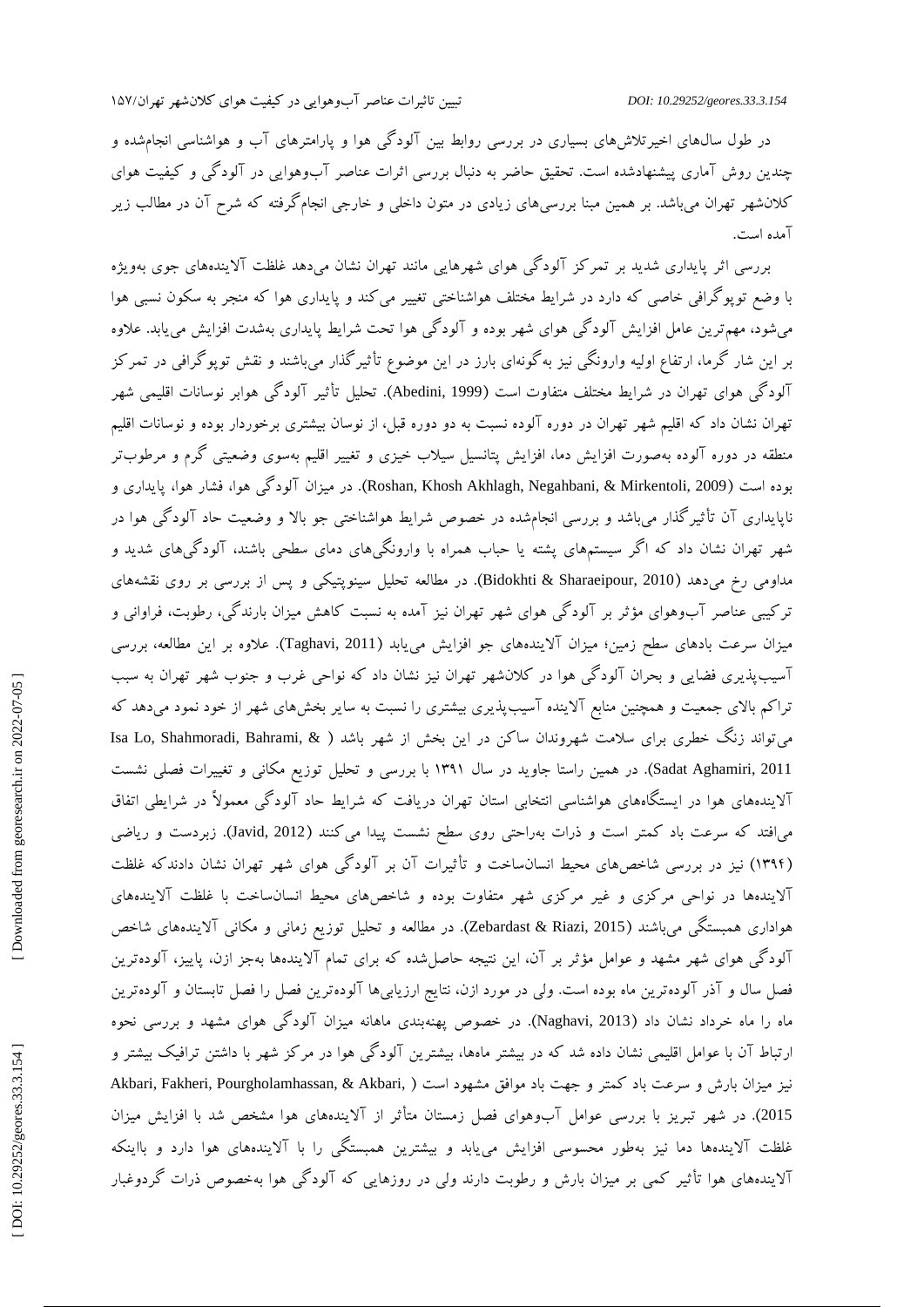در طول سال‌های اخیرتلاش‌های بسیاری در بررسی روابط بین آلودگی هوا و پارامترهای آب و هواشناسی انجام‌شده و چندین روش آماری پیشنهادشده است. تحقیق حاضر به دنبال بررسی اثرات عناصر آب‌وهوایی در آلودگی و کیفیت هوای کلان‌شهر تهران می‌باشد. بر همین مبنا بررسی‌های زیادی در متون داخلی و خارجی انجام‌گرفته که شرح آن در مطالب زیر آمده است.

بررسی اثر پایداری شدید بر تمرکز آلودگی هوای شهرهایی مانند تهران نشان می‌دهد غلظت آلاینده‌های جوی به‌ویژه با وضع توپوگرافی خاصی که دارد در شرایط مختلف هواشناختی تغییر می‌کند و پایداری هوا که منجر به سکون نسبی هوا می‌شود، مهم‌ترین عامل افزایش آلودگی هوای شهر بوده و آلودگی هوا تحت شرایط پایداری به‌شدت افزایش می‌یابد. علاوه بر این شار گرما، ارتفاع اولیه وارونگی نیز به‌گونه‌ای بارز در این موضوع تأثیرگذار می‌باشند و نقش توپوگرافی در تمرکز آلودگی هوای تهران در شرایط مختلف متفاوت است (Abedini, 1999). تحلیل تأثیر آلودگی هوابر نوسانات اقلیمی شهر تهران نشان داد که اقلیم شهر تهران در دوره آلوده نسبت به دو دوره قبل، از نوسان بیشتری برخوردار بوده و نوسانات اقلیم منطقه در دوره آلوده به‌صورت افزایش دما، افزایش پتانسیل سیلاب خیزی و تغییر اقلیم به‌سوی وضعیتی گرم و مرطوب‌تر بوده است (Roshan, Khosh Akhlagh, Negahbani, & Mirkentoli, 2009). در میزان آلودگی هوا، فشار هوا، پایداری و ناپایداری آن تأثیرگذار می‌باشد و بررسی انجام‌شده در خصوص شرایط هواشناختی جو بالا و وضعیت حاد آلودگی هوا در شهر تهران نشان داد که اگر سیستم‌های پشته یا حباب همراه با وارونگی‌های دمای سطحی باشند، آلودگی‌های شدید و مداومی رخ می‌دهد (Bidokhti & Sharaeipour, 2010). در مطالعه تحلیل سینوپتیکی و پس از بررسی بر روی نقشه‌های ترکیبی عناصر آب‌وهوای مؤثر بر آلودگی هوای شهر تهران نیز آمده به نسبت کاهش میزان بارندگی، رطوبت، فراوانی و میزان سرعت بادهای سطح زمین؛ میزان آلاینده‌های جو افزایش می‌یابد (Taghavi, 2011). علاوه بر این مطالعه، بررسی آسیب‌پذیری فضایی و بحران آلودگی هوا در کلان‌شهر تهران نیز نشان داد که نواحی غرب و جنوب شهر تهران به سبب تراکم بالای جمعیت و همچنین منابع آلاینده آسیب‌پذیری بیشتری را نسبت به سایر بخش‌های شهر از خود نمود می‌دهد که می‌تواند زنگ خطری برای سلامت شهروندان ساکن در این بخش از شهر باشد (Isa Lo, Shahmoradi, Bahrami, & Sadat Aghamiri, 2011). در همین راستا جاوید در سال ۱۳۹۱ با بررسی و تحلیل توزیع مکانی و تغییرات فصلی نشست آلاینده‌های هوا در ایستگاه‌های هواشناسی انتخابی استان تهران دریافت که شرایط حاد آلودگی معمولاً در شرایطی اتفاق می‌افتد که سرعت باد کمتر است و ذرات به‌راحتی روی سطح نشست پیدا می‌کنند (Javid, 2012). زبردست و ریاضی (۱۳۹۴) نیز در بررسی شاخص‌های محیط انسان‌ساخت و تأثیرات آن بر آلودگی هوای شهر تهران نشان دادندکه غلظت آلاینده‌ها در نواحی مرکزی و غیر مرکزی شهر متفاوت بوده و شاخص‌های محیط انسان‌ساخت با غلظت آلاینده‌های هواداری همبستگی می‌باشند (Zebardast & Riazi, 2015). در مطالعه و تحلیل توزیع زمانی و مکانی آلاینده‌های شاخص آلودگی هوای شهر مشهد و عوامل مؤثر بر آن، این نتیجه حاصل‌شده که برای تمام آلاینده‌ها به‌جز ازن، پاییز، آلوده‌ترین فصل سال و آذر آلوده‌ترین ماه بوده است. ولی در مورد ازن، نتایج ارزیابی‌ها آلوده‌ترین فصل را فصل تابستان و آلوده‌ترین ماه را ماه خرداد نشان داد (Naghavi, 2013). در خصوص پهنه‌بندی ماهانه میزان آلودگی هوای مشهد و بررسی نحوه ارتباط آن با عوامل اقلیمی نشان داده شد که در بیشتر ماه‌ها، بیشترین آلودگی هوا در مرکز شهر با داشتن ترافیک بیشتر و نیز میزان بارش و سرعت باد کمتر و جهت باد موافق مشهود است (Akbari, Fakheri, Pourgholamhassan, & Akbari, 2015). در شهر تبریز با بررسی عوامل آب‌وهوای فصل زمستان متأثر از آلاینده‌های هوا مشخص شد با افزایش میزان غلظت آلاینده‌ها دما نیز به‌طور محسوسی افزایش می‌یابد و بیشترین همبستگی را با آلاینده‌های هوا دارد و بااینکه آلاینده‌های هوا تأثیر کمی بر میزان بارش و رطوبت دارند ولی در روزهایی که آلودگی هوا به‌خصوص ذرات گردوغبار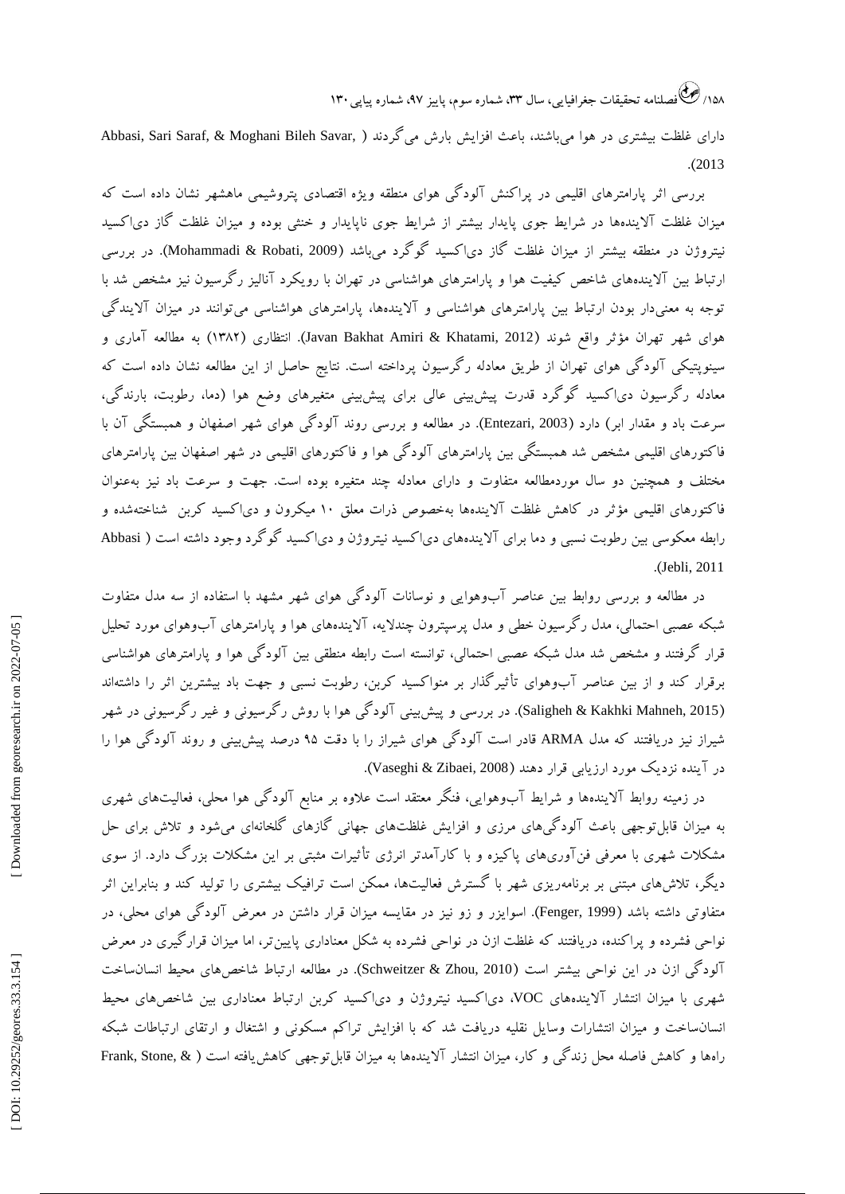دارای غلظت بیشتری در هوا می‌باشند، باعث افزایش بارش می‌گردند (Abbasi, Sari Saraf, & Moghani Bileh Savar, 2013).

بررسی اثر پارامترهای اقلیمی در پراکنش آلودگی هوای منطقه ویژه اقتصادی پتروشیمی ماهشهر نشان داده است که میزان غلظت آلاینده‌ها در شرایط جوی پایدار بیشتر از شرایط جوی ناپایدار و خنثی بوده و میزان غلظت گاز دی‌اکسید نیتروژن در منطقه بیشتر از میزان غلظت گاز دی‌اکسید گوگرد می‌باشد (Mohammadi & Robati, 2009). در بررسی ارتباط بین آلاینده‌های شاخص کیفیت هوا و پارامترهای هواشناسی در تهران با رویکرد آنالیز رگرسیون نیز مشخص شد با توجه به معنی‌دار بودن ارتباط بین پارامترهای هواشناسی و آلاینده‌ها، پارامترهای هواشناسی می‌توانند در میزان آلایندگی هوای شهر تهران مؤثر واقع شوند (Javan Bakhat Amiri & Khatami, 2012). انتظاری (۱۳۸۲) به مطالعه آماری و سینوپتیکی آلودگی هوای تهران از طریق معادله رگرسیون پرداخته است. نتایج حاصل از این مطالعه نشان داده است که معادله رگرسیون دی‌اکسید گوگرد قدرت پیش‌بینی عالی برای پیش‌بینی متغیرهای وضع هوا (دما، رطوبت، بارندگی، سرعت باد و مقدار ابر) دارد (Entezari, 2003). در مطالعه و بررسی روند آلودگی هوای شهر اصفهان و همبستگی آن با فاکتورهای اقلیمی مشخص شد همبستگی بین پارامترهای آلودگی هوا و فاکتورهای اقلیمی در شهر اصفهان بین پارامترهای مختلف و همچنین دو سال موردمطالعه متفاوت و دارای معادله چند متغیره بوده است. جهت و سرعت باد نیز به‌عنوان فاکتورهای اقلیمی مؤثر در کاهش غلظت آلاینده‌ها به‌خصوص ذرات معلق ۱۰ میکرون و دی‌اکسید کربن شناخته‌شده و رابطه معکوسی بین رطوبت نسبی و دما برای آلاینده‌های دی‌اکسید نیتروژن و دی‌اکسید گوگرد وجود داشته است (Abbasi Jebli, 2011).

در مطالعه و بررسی روابط بین عناصر آب‌وهوایی و نوسانات آلودگی هوای شهر مشهد با استفاده از سه مدل متفاوت شبکه عصبی احتمالی، مدل رگرسیون خطی و مدل پرسپترون چندلایه، آلاینده‌های هوا و پارامترهای آب‌وهوای مورد تحلیل قرار گرفتند و مشخص شد مدل شبکه عصبی احتمالی، توانسته است رابطه منطقی بین آلودگی هوا و پارامترهای هواشناسی برقرار کند و از بین عناصر آب‌وهوای تأثیرگذار بر منواکسید کربن، رطوبت نسبی و جهت باد بیشترین اثر را داشته‌اند (Saligheh & Kakhki Mahneh, 2015). در بررسی و پیش‌بینی آلودگی هوا با روش رگرسیونی و غیر رگرسیونی در شهر شیراز نیز دریافتند که مدل ARMA قادر است آلودگی هوای شیراز را با دقت ۹۵ درصد پیش‌بینی و روند آلودگی هوا را در آینده نزدیک مورد ارزیابی قرار دهند (Vaseghi & Zibaei, 2008).

در زمینه روابط آلاینده‌ها و شرایط آب‌وهوایی، فنگر معتقد است علاوه بر منابع آلودگی هوا محلی، فعالیت‌های شهری به میزان قابل‌توجهی باعث آلودگی‌های مرزی و افزایش غلظت‌های جهانی گازهای گلخانه‌ای می‌شود و تلاش برای حل مشکلات شهری با معرفی فن‌آوری‌های پاکیزه و با کارآمدتر انرژی تأثیرات مثبتی بر این مشکلات بزرگ دارد. از سوی دیگر، تلاش‌های مبتنی بر برنامه‌ریزی شهر با گسترش فعالیت‌ها، ممکن است ترافیک بیشتری را تولید کند و بنابراین اثر متفاوتی داشته باشد (Fenger, 1999). اسوایزر و زو نیز در مقایسه میزان قرار داشتن در معرض آلودگی هوای محلی، در نواحی فشرده و پراکنده، دریافتند که غلظت ازن در نواحی فشرده به شکل معناداری پایین‌تر، اما میزان قرارگیری در معرض آلودگی ازن در این نواحی بیشتر است (Schweitzer & Zhou, 2010). در مطالعه ارتباط شاخص‌های محیط انسان‌ساخت شهری با میزان انتشار آلاینده‌های VOC، دی‌اکسید نیتروژن و دی‌اکسید کربن ارتباط معناداری بین شاخص‌های محیط انسان‌ساخت و میزان انتشارات وسایل نقلیه دریافت شد که با افزایش تراکم مسکونی و اشتغال و ارتقای ارتباطات شبکه راه‌ها و کاهش فاصله محل زندگی و کار، میزان انتشار آلاینده‌ها به میزان قابل‌توجهی کاهش‌یافته است (Frank, Stone, &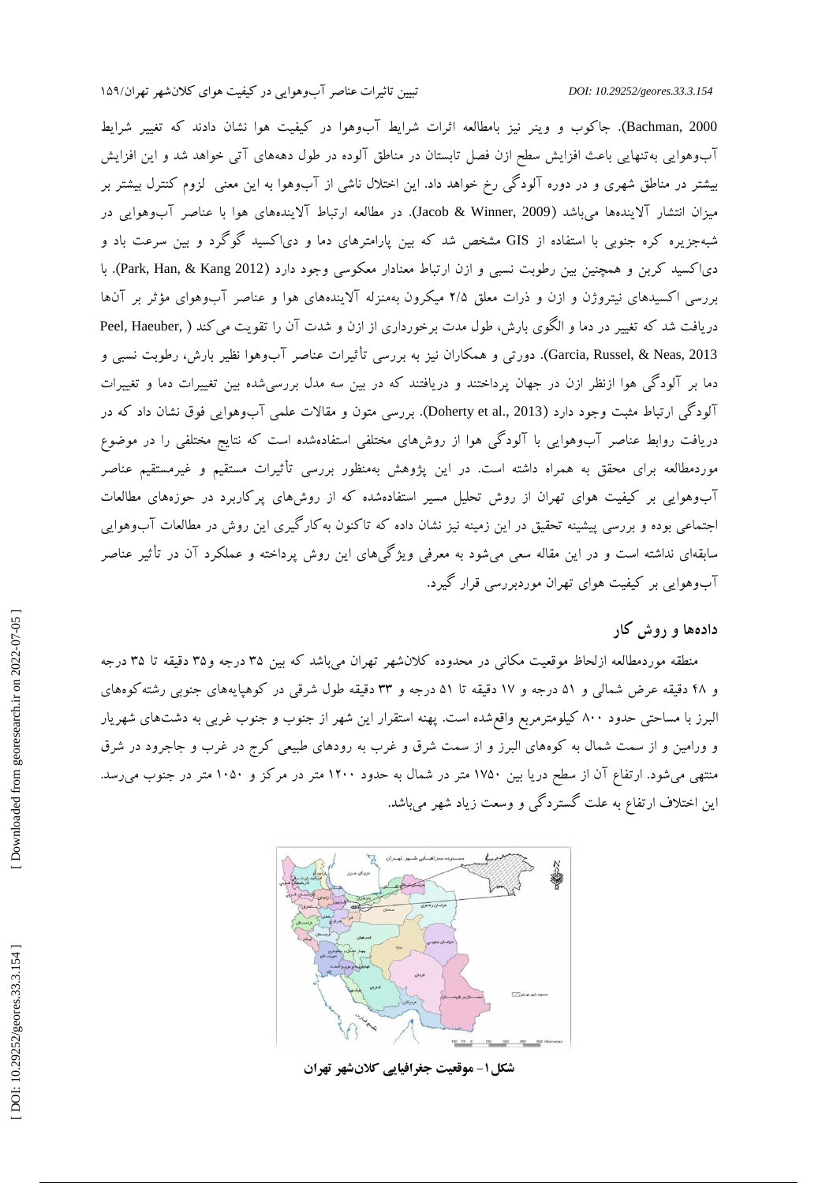Bachman, 2000). جاکوب و وینر نیز بامطالعه اثرات شرایط آب‌وهوا در کیفیت هوا نشان دادند که تغییر شرایط آب‌وهوایی به‌تنهایی باعث افزایش سطح ازن فصل تابستان در مناطق آلوده در طول دهه‌های آتی خواهد شد و این افزایش بیشتر در مناطق شهری و در دوره آلودگی رخ خواهد داد. این اختلال ناشی از آب‌وهوا به این معنی لزوم کنترل بیشتر بر میزان انتشار آلاینده‌ها می‌باشد (Jacob & Winner, 2009). در مطالعه ارتباط آلاینده‌های هوا با عناصر آب‌وهوایی در شبه‌جزیره کره جنوبی با استفاده از GIS مشخص شد که بین پارامترهای دما و دی‌اکسید گوگرد و بین سرعت باد و دی‌اکسید کربن و همچنین بین رطوبت نسبی و ازن ارتباط معنادار معکوسی وجود دارد (Park, Han, & Kang 2012). با بررسی اکسیدهای نیتروژن و ازن و ذرات معلق ۲/۵ میکرون به‌منزله آلاینده‌های هوا و عناصر آب‌وهوای مؤثر بر آن‌ها دریافت شد که تغییر در دما و الگوی بارش، طول مدت برخورداری از ازن و شدت آن را تقویت می‌کند ( Peel, Haeuber, Garcia, Russel, & Neas, 2013). دورتی و همکاران نیز به بررسی تأثیرات عناصر آب‌وهوا نظیر بارش، رطوبت نسبی و دما بر آلودگی هوا ازنظر ازن در جهان پرداختند و دریافتند که در بین سه مدل بررسی‌شده بین تغییرات دما و تغییرات آلودگی ارتباط مثبت وجود دارد (Doherty et al., 2013). بررسی متون و مقالات علمی آب‌وهوایی فوق نشان داد که در دریافت روابط عناصر آب‌وهوایی با آلودگی هوا از روش‌های مختلفی استفاده‌شده است که نتایج مختلفی را در موضوع موردمطالعه برای محقق به همراه داشته است. در این پژوهش به‌منظور بررسی تأثیرات مستقیم و غیرمستقیم عناصر آب‌وهوایی بر کیفیت هوای تهران از روش تحلیل مسیر استفاده‌شده که از روش‌های پرکاربرد در حوزه‌های مطالعات اجتماعی بوده و بررسی پیشینه تحقیق در این زمینه نیز نشان داده که تاکنون به‌کارگیری این روش در مطالعات آب‌وهوایی سابقه‌ای نداشته است و در این مقاله سعی می‌شود به معرفی ویژگی‌های این روش پرداخته و عملکرد آن در تأثیر عناصر آب‌وهوایی بر کیفیت هوای تهران موردبررسی قرار گیرد.

## داده‌ها و روش کار

منطقه موردمطالعه ازلحاظ موقعیت مکانی در محدوده کلان‌شهر تهران می‌باشد که بین ۳۵ درجه و ۳۵ دقیقه تا ۳۵ درجه و ۴۸ دقیقه عرض شمالی و ۵۱ درجه و ۱۷ دقیقه تا ۵۱ درجه و ۳۳ دقیقه طول شرقی در کوهپایه‌های جنوبی رشته‌کوه‌های البرز با مساحتی حدود ۸۰۰ کیلومترمربع واقع‌شده است. پهنه استقرار این شهر از جنوب و جنوب غربی به دشت‌های شهریار و ورامین و از سمت شمال به کوه‌های البرز و از سمت شرق و غرب به رودهای طبیعی کرج در غرب و جاجرود در شرق منتهی می‌شود. ارتفاع آن از سطح دریا بین ۱۷۵۰ متر در شمال به حدود ۱۲۰۰ متر در مرکز و ۱۰۵۰ متر در جنوب می‌رسد. این اختلاف ارتفاع به علت گستردگی و وسعت زیاد شهر می‌باشد.

**شکل ۱- موقعیت جغرافیایی کلان‌شهر تهران**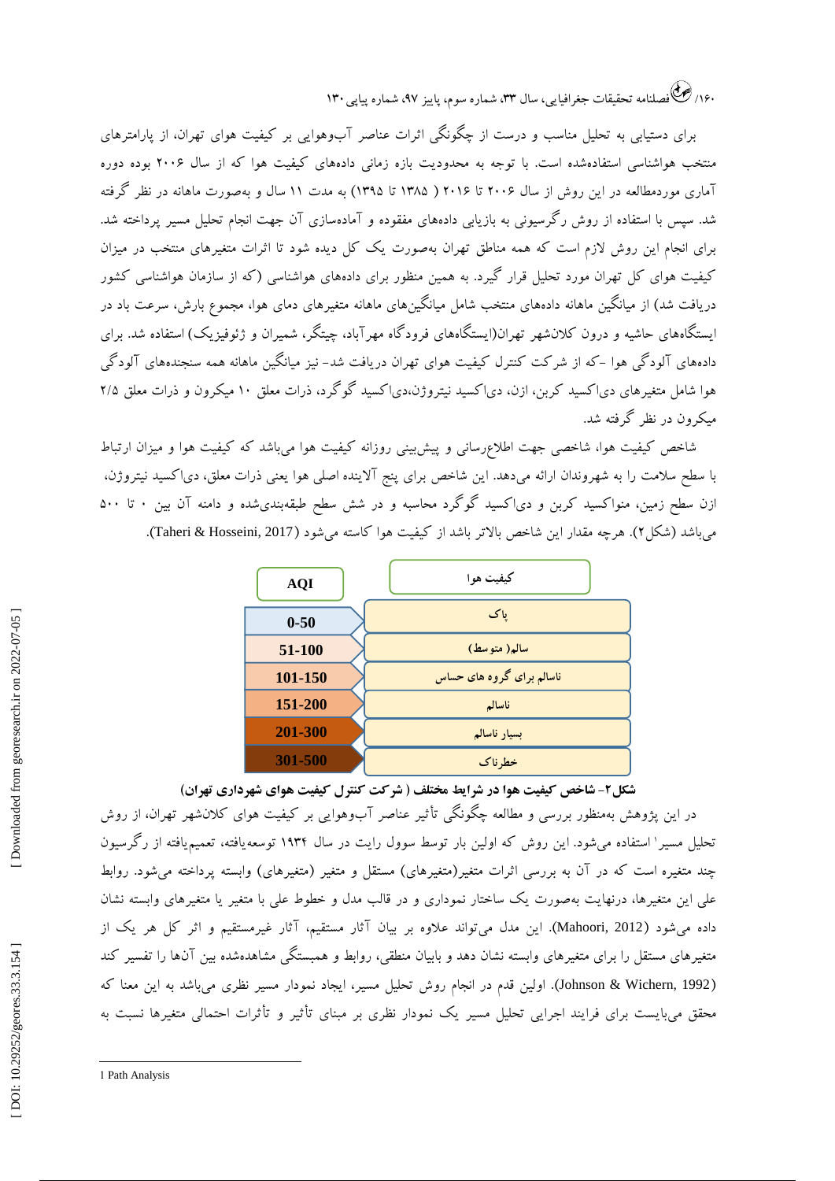برای دستیابی به تحلیل مناسب و درست از چگونگی اثرات عناصر آب‌وهوایی بر کیفیت هوای تهران، از پارامترهای منتخب هواشناسی استفاده‌شده است. با توجه به محدودیت بازه زمانی داده‌های کیفیت هوا که از سال ۲۰۰۶ بوده دوره آماری موردمطالعه در این روش از سال ۲۰۰۶ تا ۲۰۱۶ ( ۱۳۸۵ تا ۱۳۹۵) به مدت ۱۱ سال و به‌صورت ماهانه در نظر گرفته شد. سپس با استفاده از روش رگرسیونی به بازیابی داده‌های مفقوده و آماده‌سازی آن جهت انجام تحلیل مسیر پرداخته شد. برای انجام این روش لازم است که همه مناطق تهران به‌صورت یک کل دیده شود تا اثرات متغیرهای منتخب در میزان کیفیت هوای کل تهران مورد تحلیل قرار گیرد. به همین منظور برای داده‌های هواشناسی (که از سازمان هواشناسی کشور دریافت شد) از میانگین ماهانه داده‌های منتخب شامل میانگین‌های ماهانه متغیرهای دمای هوا، مجموع بارش، سرعت باد در ایستگاه‌های حاشیه و درون کلان‌شهر تهران(ایستگاه‌های فرودگاه مهرآباد، چیتگر، شمیران و ژئوفیزیک) استفاده شد. برای داده‌های آلودگی هوا -که از شرکت کنترل کیفیت هوای تهران دریافت شد- نیز میانگین ماهانه همه سنجنده‌های آلودگی هوا شامل متغیرهای دی‌اکسید کربن، ازن، دی‌اکسید نیتروژن،دی‌اکسید گوگرد، ذرات معلق ۱۰ میکرون و ذرات معلق ۲/۵ میکرون در نظر گرفته شد.

شاخص کیفیت هوا، شاخصی جهت اطلاع‌رسانی و پیش‌بینی روزانه کیفیت هوا می‌باشد که کیفیت هوا و میزان ارتباط با سطح سلامت را به شهروندان ارائه می‌دهد. این شاخص برای پنج آلاینده اصلی هوا یعنی ذرات معلق، دی‌اکسید نیتروژن، ازن سطح زمین، منواکسید کربن و دی‌اکسید گوگرد محاسبه و در شش سطح طبقه‌بندی‌شده و دامنه آن بین ۰ تا ۵۰۰ می‌باشد (شکل۲). هرچه مقدار این شاخص بالاتر باشد از کیفیت هوا کاسته می‌شود (Taheri & Hosseini, 2017).

| AQI | کیفیت هوا |
| --- | --- |
| 0-50 | پاک |
| 51-100 | سالم( متوسط) |
| 101-150 | ناسالم برای گروه های حساس |
| 151-200 | ناسالم |
| 201-300 | بسیار ناسالم |
| 301-500 | خطرناک |

**شکل۲- شاخص کیفیت هوا در شرایط مختلف ( شرکت کنترل کیفیت هوای شهرداری تهران)**

در این پژوهش به‌منظور بررسی و مطالعه چگونگی تأثیر عناصر آب‌وهوایی بر کیفیت هوای کلان‌شهر تهران، از روش تحلیل مسیر[1] استفاده می‌شود. این روش که اولین بار توسط سوول رایت در سال ۱۹۳۴ توسعه‌یافته، تعمیم‌یافته از رگرسیون چند متغیره است که در آن به بررسی اثرات متغیر(متغیرهای) مستقل و متغیر (متغیرهای) وابسته پرداخته می‌شود. روابط علی این متغیرها، درنهایت به‌صورت یک ساختار نموداری و در قالب مدل و خطوط علی با متغیر یا متغیرهای وابسته نشان داده می‌شود (Mahoori, 2012). این مدل می‌تواند علاوه بر بیان آثار مستقیم، آثار غیرمستقیم و اثر کل هر یک از متغیرهای مستقل را برای متغیرهای وابسته نشان دهد و بابیان منطقی، روابط و همبستگی مشاهده‌شده بین آن‌ها را تفسیر کند (Johnson & Wichern, 1992). اولین قدم در انجام روش تحلیل مسیر، ایجاد نمودار مسیر نظری می‌باشد به این معنا که محقق می‌بایست برای فرایند اجرایی تحلیل مسیر یک نمودار نظری بر مبنای تأثیر و تأثرات احتمالی متغیرها نسبت به

[1] Path Analysis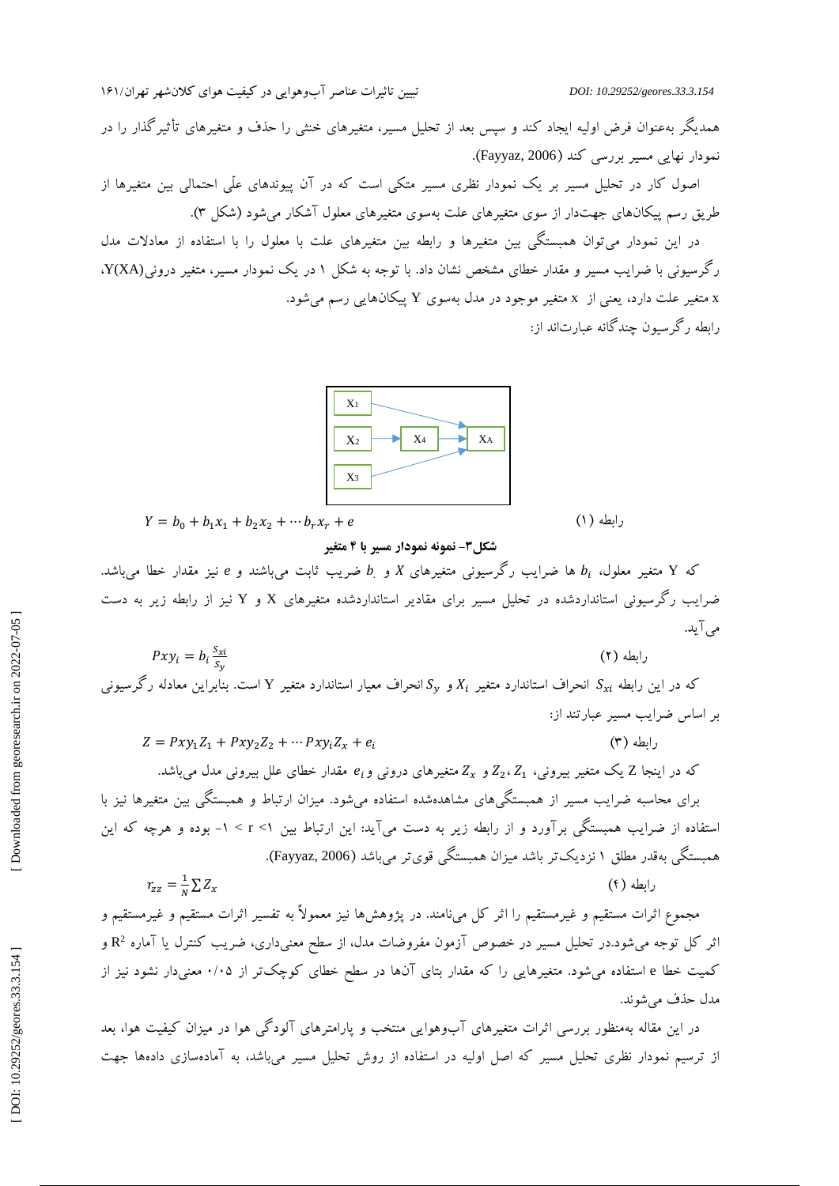همدیگر به‌عنوان فرض اولیه ایجاد کند و سپس بعد از تحلیل مسیر، متغیرهای خنثی را حذف و متغیرهای تأثیرگذار را در نمودار نهایی مسیر بررسی کند (Fayyaz, 2006).

اصول کار در تحلیل مسیر بر یک نمودار نظری مسیر متکی است که در آن پیوندهای علّی احتمالی بین متغیرها از طریق رسم پیکان‌های جهت‌دار از سوی متغیرهای علت به‌سوی متغیرهای معلول آشکار می‌شود (شکل ۳).

در این نمودار می‌توان همبستگی بین متغیرها و رابطه بین متغیرهای علت با معلول را با استفاده از معادلات مدل رگرسیونی با ضرایب مسیر و مقدار خطای مشخص نشان داد. با توجه به شکل ۱ در یک نمودار مسیر، متغیر درونی(Y(XA، x متغیر علت دارد، یعنی از x متغیر موجود در مدل به‌سوی Y پیکان‌هایی رسم می‌شود.

رابطه رگرسیون چندگانه عبارت‌اند از:

X1 → XA ، X2 → X4 → XA ، X3 → XA

$$Y = b_0 + b_1x_1 + b_2x_2 + \cdots b_rx_r + e$$ رابطه (۱)

**شکل۳- نمونه نمودار مسیر با ۴ متغیر**

که Y متغیر معلول، $b_i$ ها ضرایب رگرسیونی متغیرهای $X$ و $b_.$ ضریب ثابت می‌باشند و $e$ نیز مقدار خطا می‌باشد. ضرایب رگرسیونی استانداردشده در تحلیل مسیر برای مقادیر استانداردشده متغیرهای X و Y نیز از رابطه زیر به دست می‌آید.

$$Pxy_i = b_i \frac{S_{xi}}{S_y}$$ رابطه (۲)

که در این رابطه $S_{xi}$ انحراف استاندارد متغیر $X_i$ و $S_y$ انحراف معیار استاندارد متغیر Y است. بنابراین معادله رگرسیونی بر اساس ضرایب مسیر عبارتند از:

$$Z = Pxy_1Z_1 + Pxy_2Z_2 + \cdots Pxy_iZ_x + e_i$$ رابطه (۳)

که در اینجا Z یک متغیر بیرونی، $Z_1$، $Z_2$ و $Z_x$ متغیرهای درونی و $e_i$ مقدار خطای علل بیرونی مدل می‌باشد.

برای محاسبه ضرایب مسیر از همبستگی‌های مشاهده‌شده استفاده می‌شود. میزان ارتباط و همبستگی بین متغیرها نیز با استفاده از ضرایب همبستگی برآورد و از رابطه زیر به دست می‌آید: این ارتباط بین ۱> r > ۱- بوده و هرچه که این همبستگی به‌قدر مطلق ۱ نزدیک‌تر باشد میزان همبستگی قوی‌تر می‌باشد (Fayyaz, 2006).

$$r_{zz} = \frac{1}{N}\sum Z_x$$ رابطه (۴)

مجموع اثرات مستقیم و غیرمستقیم را اثر کل می‌نامند. در پژوهش‌ها نیز معمولاً به تفسیر اثرات مستقیم و غیرمستقیم و اثر کل توجه می‌شود.در تحلیل مسیر در خصوص آزمون مفروضات مدل، از سطح معنی‌داری، ضریب کنترل یا آماره $R^2$ و کمیت خطا e استفاده می‌شود. متغیرهایی را که مقدار بتای آن‌ها در سطح خطای کوچک‌تر از ۰/۰۵ معنی‌دار نشود نیز از مدل حذف می‌شوند.

در این مقاله به‌منظور بررسی اثرات متغیرهای آب‌وهوایی منتخب و پارامترهای آلودگی هوا در میزان کیفیت هوا، بعد از ترسیم نمودار نظری تحلیل مسیر که اصل اولیه در استفاده از روش تحلیل مسیر می‌باشد، به آماده‌سازی داده‌ها جهت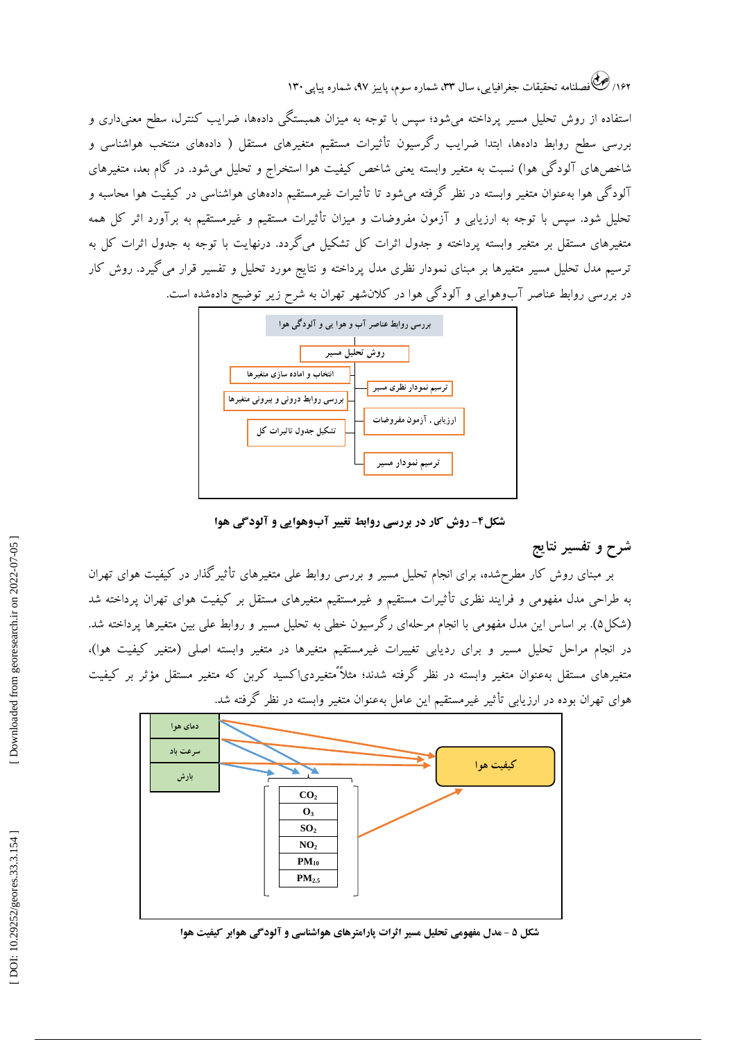استفاده از روش تحلیل مسیر پرداخته می‌شود؛ سپس با توجه به میزان همبستگی داده‌ها، ضرایب کنترل، سطح معنی‌داری و بررسی سطح روابط داده‌ها، ابتدا ضرایب رگرسیون تأثیرات مستقیم متغیرهای مستقل ( داده‌های منتخب هواشناسی و شاخص‌های آلودگی هوا) نسبت به متغیر وابسته یعنی شاخص کیفیت هوا استخراج و تحلیل می‌شود. در گام بعد، متغیرهای آلودگی هوا به‌عنوان متغیر وابسته در نظر گرفته می‌شود تا تأثیرات غیرمستقیم داده‌های هواشناسی در کیفیت هوا محاسبه و تحلیل شود. سپس با توجه به ارزیابی و آزمون مفروضات و میزان تأثیرات مستقیم و غیرمستقیم به برآورد اثر کل همه متغیرهای مستقل بر متغیر وابسته پرداخته و جدول اثرات کل تشکیل می‌گردد. درنهایت با توجه به جدول اثرات کل به ترسیم مدل تحلیل مسیر متغیرها بر مبنای نمودار نظری مدل پرداخته و نتایج مورد تحلیل و تفسیر قرار می‌گیرد. روش کار در بررسی روابط عناصر آب‌وهوایی و آلودگی هوا در کلان‌شهر تهران به شرح زیر توضیح داده‌شده است.

بررسی روابط عناصر آب و هوا یی و آلودگی هوا

روش تحلیل مسیر

- انتخاب و اماده سازی متغیرها
- بررسی روابط درونی و بیرونی متغیرها
- تشکیل جدول تاثیرات کل
- ترسیم نمودار نظری مسیر
- ارزیابی . آزمون مفروضات
- ترسیم نمودار مسیر

**شکل۴- روش کار در بررسی روابط تغییر آب‌وهوایی و آلودگی هوا**

## شرح و تفسیر نتایج

بر مبنای روش کار مطرح‌شده، برای انجام تحلیل مسیر و بررسی روابط علی متغیرهای تأثیرگذار در کیفیت هوای تهران به طراحی مدل مفهومی و فرایند نظری تأثیرات مستقیم و غیرمستقیم متغیرهای مستقل بر کیفیت هوای تهران پرداخته شد (شکل۵). بر اساس این مدل مفهومی با انجام مرحله‌ای رگرسیون خطی به تحلیل مسیر و روابط علی بین متغیرها پرداخته شد. در انجام مراحل تحلیل مسیر و برای ردیابی تغییرات غیرمستقیم متغیرها در متغیر وابسته اصلی (متغیر کیفیت هوا)، متغیرهای مستقل به‌عنوان متغیر وابسته در نظر گرفته شدند؛ مثلاً متغیردی‌اکسید کربن که متغیر مستقل مؤثر بر کیفیت هوای تهران بوده در ارزیابی تأثیر غیرمستقیم این عامل به‌عنوان متغیر وابسته در نظر گرفته شد.

دمای هوا

سرعت باد

بارش

$CO_2$

$O_3$

$SO_2$

$NO_2$

$PM_{10}$

$PM_{2.5}$

کیفیت هوا

**شکل ۵ - مدل مفهومی تحلیل مسیر اثرات پارامترهای هواشناسی و آلودگی هوابر کیفیت هوا**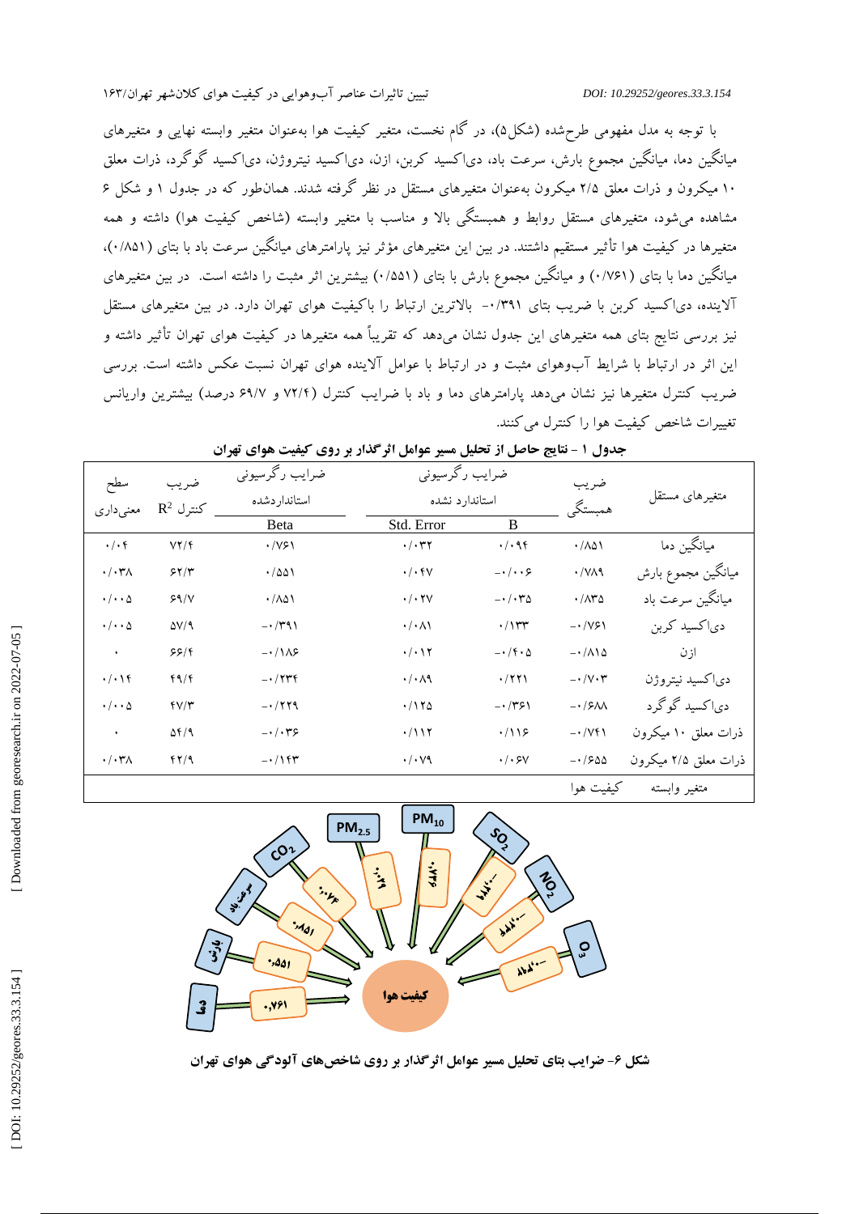با توجه به مدل مفهومی طرح‌شده (شکل۵)، در گام نخست، متغیر کیفیت هوا به‌عنوان متغیر وابسته نهایی و متغیرهای میانگین دما، میانگین مجموع بارش، سرعت باد، دی‌اکسید کربن، ازن، دی‌اکسید نیتروژن، دی‌اکسید گوگرد، ذرات معلق ۱۰ میکرون و ذرات معلق ۲/۵ میکرون به‌عنوان متغیرهای مستقل در نظر گرفته شدند. همان‌طور که در جدول ۱ و شکل ۶ مشاهده می‌شود، متغیرهای مستقل روابط و همبستگی بالا و مناسب با متغیر وابسته (شاخص کیفیت هوا) داشته و همه متغیرها در کیفیت هوا تأثیر مستقیم داشتند. در بین این متغیرهای مؤثر نیز پارامترهای میانگین سرعت باد با بتای (۰/۸۵۱)، میانگین دما با بتای (۰/۷۶۱) و میانگین مجموع بارش با بتای (۰/۵۵۱) بیشترین اثر مثبت را داشته است. در بین متغیرهای آلاینده، دی‌اکسید کربن با ضریب بتای ۰/۳۹۱- بالاترین ارتباط را با کیفیت هوای تهران دارد. در بین متغیرهای مستقل نیز بررسی نتایج بتای همه متغیرهای این جدول نشان می‌دهد که تقریباً همه متغیرها در کیفیت هوای تهران تأثیر داشته و این اثر در ارتباط با شرایط آب‌وهوای مثبت و در ارتباط با عوامل آلاینده هوای تهران نسبت عکس داشته است. بررسی ضریب کنترل متغیرها نیز نشان می‌دهد پارامترهای دما و باد با ضرایب کنترل (۷۲/۴ و ۶۹/۷ درصد) بیشترین واریانس تغییرات شاخص کیفیت هوا را کنترل می‌کنند.

**جدول ۱ - نتایج حاصل از تحلیل مسیر عوامل اثرگذار بر روی کیفیت هوای تهران**

| متغیرهای مستقل | ضریب همبستگی | ضرایب رگرسیونی استاندارد نشده B | Std. Error | ضرایب رگرسیونی استانداردشده Beta | ضریب کنترل $R^2$ | سطح معنی‌داری |
|---|---|---|---|---|---|---|
| میانگین دما | ۰/۸۵۱ | ۰/۰۹۴ | ۰/۰۳۲ | ۰/۷۶۱ | ۷۲/۴ | ۰/۰۴ |
| میانگین مجموع بارش | ۰/۷۸۹ | ۰/۰۰۶- | ۰/۰۴۷ | ۰/۵۵۱ | ۶۲/۳ | ۰/۰۳۸ |
| میانگین سرعت باد | ۰/۸۳۵ | ۰/۰۳۵- | ۰/۰۲۷ | ۰/۸۵۱ | ۶۹/۷ | ۰/۰۰۵ |
| دی‌اکسید کربن | ۰/۷۶۱- | ۰/۱۳۳ | ۰/۰۸۱ | ۰/۳۹۱- | ۵۷/۹ | ۰/۰۰۵ |
| ازن | ۰/۸۱۵- | ۰/۴۰۵- | ۰/۰۱۲ | ۰/۱۸۶- | ۶۶/۴ | ۰ |
| دی‌اکسید نیتروژن | ۰/۷۰۳- | ۰/۲۲۱ | ۰/۰۸۹ | ۰/۲۳۴- | ۴۹/۴ | ۰/۰۱۴ |
| دی‌اکسید گوگرد | ۰/۶۸۸- | ۰/۳۶۱- | ۰/۱۲۵ | ۰/۲۲۹- | ۴۷/۳ | ۰/۰۰۵ |
| ذرات معلق ۱۰ میکرون | ۰/۷۴۱- | ۰/۱۱۶ | ۰/۱۱۲ | ۰/۰۳۶- | ۵۴/۹ | ۰ |
| ذرات معلق ۲/۵ میکرون | ۰/۶۵۵- | ۰/۰۶۷ | ۰/۰۷۹ | ۰/۱۴۳- | ۴۲/۹ | ۰/۰۳۸ |
| متغیر وابسته | کیفیت هوا | | | | | |

**شکل ۶- ضرایب بتای تحلیل مسیر عوامل اثرگذار بر روی شاخص‌های آلودگی هوای تهران**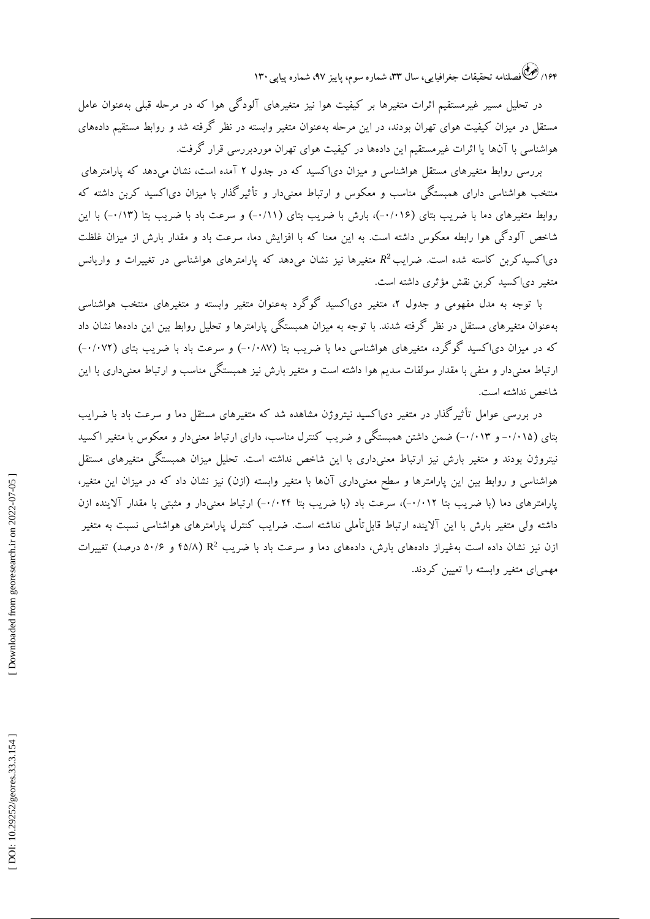در تحلیل مسیر غیرمستقیم اثرات متغیرها بر کیفیت هوا نیز متغیرهای آلودگی هوا که در مرحله قبلی به‌عنوان عامل مستقل در میزان کیفیت هوای تهران بودند، در این مرحله به‌عنوان متغیر وابسته در نظر گرفته شد و روابط مستقیم داده‌های هواشناسی با آن‌ها یا اثرات غیرمستقیم این داده‌ها در کیفیت هوای تهران موردبررسی قرار گرفت.

بررسی روابط متغیرهای مستقل هواشناسی و میزان دی‌اکسید که در جدول ۲ آمده است، نشان می‌دهد که پارامترهای منتخب هواشناسی دارای همبستگی مناسب و معکوس و ارتباط معنی‌دار و تأثیرگذار با میزان دی‌اکسید کربن داشته که روابط متغیرهای دما با ضریب بتای (۰/۰۱۶-)، بارش با ضریب بتای (۰/۱۱-) و سرعت باد با ضریب بتا (۰/۱۳-) با این شاخص آلودگی هوا رابطه معکوس داشته است. به این معنا که با افزایش دما، سرعت باد و مقدار بارش از میزان غلظت دی‌اکسیدکربن کاسته شده است. ضرایب $R^2$ متغیرها نیز نشان می‌دهد که پارامترهای هواشناسی در تغییرات و واریانس متغیر دی‌اکسید کربن نقش مؤثری داشته است.

با توجه به مدل مفهومی و جدول ۲، متغیر دی‌اکسید گوگرد به‌عنوان متغیر وابسته و متغیرهای منتخب هواشناسی به‌عنوان متغیرهای مستقل در نظر گرفته شدند. با توجه به میزان همبستگی پارامترها و تحلیل روابط بین این داده‌ها نشان داد که در میزان دی‌اکسید گوگرد، متغیرهای هواشناسی دما با ضریب بتا (۰/۰۸۷-) و سرعت باد با ضریب بتای (۰/۰۷۲-) ارتباط معنی‌دار و منفی با مقدار سولفات سدیم هوا داشته است و متغیر بارش نیز همبستگی مناسب و ارتباط معنی‌داری با این شاخص نداشته است.

در بررسی عوامل تأثیرگذار در متغیر دی‌اکسید نیتروژن مشاهده شد که متغیرهای مستقل دما و سرعت باد با ضرایب بتای (۰/۰۱۵- و ۰/۰۱۳-) ضمن داشتن همبستگی و ضریب کنترل مناسب، دارای ارتباط معنی‌دار و معکوس با متغیر اکسید نیتروژن بودند و متغیر بارش نیز ارتباط معنی‌داری با این شاخص نداشته است. تحلیل میزان همبستگی متغیرهای مستقل هواشناسی و روابط بین این پارامترها و سطح معنی‌داری آن‌ها با متغیر وابسته (ازن) نیز نشان داد که در میزان این متغیر، پارامترهای دما (با ضریب بتا ۰/۰۱۲-)، سرعت باد (با ضریب بتا ۰/۰۲۴-) ارتباط معنی‌دار و مثبتی با مقدار آلاینده ازن داشته ولی متغیر بارش با این آلاینده ارتباط قابل‌تأملی نداشته است. ضرایب کنترل پارامترهای هواشناسی نسبت به متغیر ازن نیز نشان داده است به‌غیراز داده‌های بارش، داده‌های دما و سرعت باد با ضریب $R^2$ (۴۵/۸ و ۵۰/۶ درصد) تغییرات مهمی‌ای متغیر وابسته را تعیین کردند.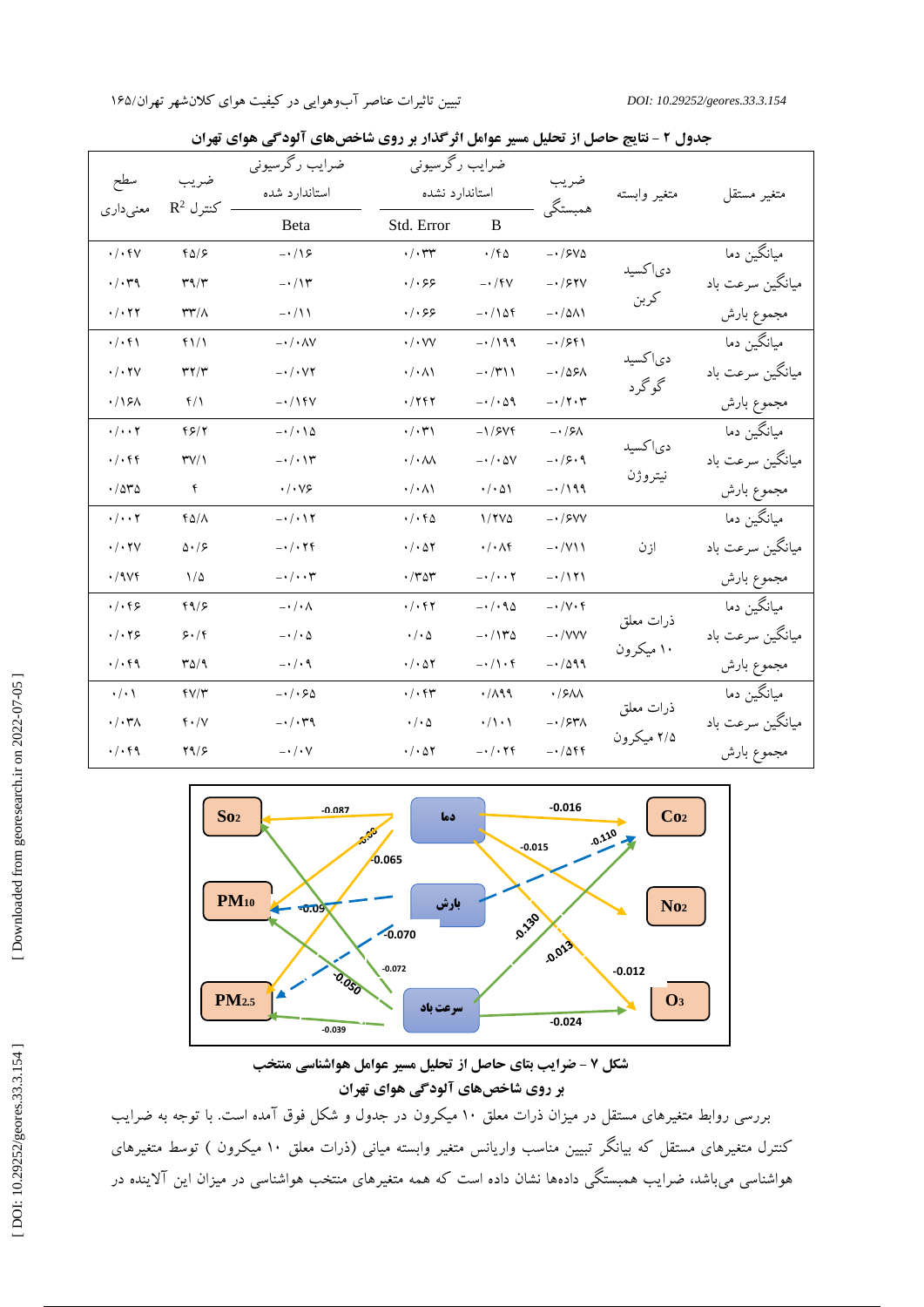**جدول ۲ - نتایج حاصل از تحلیل مسیر عوامل اثرگذار بر روی شاخص‌های آلودگی هوای تهران**

| متغیر مستقل | متغیر وابسته | ضریب همبستگی | ضرایب رگرسیونی استاندارد نشده |  | ضرایب رگرسیونی استاندارد شده | ضریب $R^2$ کنترل | سطح معنی‌داری |
|---|---|---|---|---|---|---|---|
|  |  |  | B | Std. Error | Beta |  |  |
| میانگین دما | دی‌اکسید کربن | -۰/۶۷۵ | ۰/۴۵ | ۰/۰۳۳ | -۰/۱۶ | ۴۵/۶ | ۰/۰۴۷ |
| میانگین سرعت باد |  | -۰/۶۲۷ | -۰/۴۷ | ۰/۰۶۶ | -۰/۱۳ | ۳۹/۳ | ۰/۰۳۹ |
| مجموع بارش |  | -۰/۵۸۱ | -۰/۱۵۴ | ۰/۰۶۶ | -۰/۱۱ | ۳۳/۸ | ۰/۰۲۲ |
| میانگین دما | دی‌اکسید گوگرد | -۰/۶۴۱ | -۰/۱۹۹ | ۰/۰۷۷ | -۰/۰۸۷ | ۴۱/۱ | ۰/۰۴۱ |
| میانگین سرعت باد |  | -۰/۵۶۸ | -۰/۳۱۱ | ۰/۰۸۱ | -۰/۰۷۲ | ۳۲/۳ | ۰/۰۲۷ |
| مجموع بارش |  | -۰/۲۰۳ | -۰/۰۵۹ | ۰/۲۴۲ | -۰/۱۴۷ | ۴/۱ | ۰/۱۶۸ |
| میانگین دما | دی‌اکسید نیتروژن | -۰/۶۸ | -۱/۶۷۴ | ۰/۰۳۱ | -۰/۰۱۵ | ۴۶/۲ | ۰/۰۰۲ |
| میانگین سرعت باد |  | -۰/۶۰۹ | -۰/۰۵۷ | ۰/۰۸۸ | -۰/۰۱۳ | ۳۷/۱ | ۰/۰۴۴ |
| مجموع بارش |  | -۰/۱۹۹ | ۰/۰۵۱ | ۰/۰۸۱ | ۰/۰۷۶ | ۴ | ۰/۵۳۵ |
| میانگین دما | ازن | -۰/۶۷۷ | ۱/۲۷۵ | ۰/۰۴۵ | -۰/۰۱۲ | ۴۵/۸ | ۰/۰۰۲ |
| میانگین سرعت باد |  | -۰/۷۱۱ | ۰/۰۸۴ | ۰/۰۵۲ | -۰/۰۲۴ | ۵۰/۶ | ۰/۰۲۷ |
| مجموع بارش |  | -۰/۱۲۱ | -۰/۰۰۲ | ۰/۳۵۳ | -۰/۰۰۳ | ۱/۵ | ۰/۹۷۴ |
| میانگین دما | ذرات معلق ۱۰ میکرون | -۰/۷۰۴ | -۰/۰۹۵ | ۰/۰۴۲ | -۰/۰۸ | ۴۹/۶ | ۰/۰۴۶ |
| میانگین سرعت باد |  | -۰/۷۷۷ | -۰/۱۳۵ | ۰/۰۵ | -۰/۰۵ | ۶۰/۴ | ۰/۰۲۶ |
| مجموع بارش |  | -۰/۵۹۹ | -۰/۱۰۴ | ۰/۰۵۲ | -۰/۰۹ | ۳۵/۹ | ۰/۰۴۹ |
| میانگین دما | ذرات معلق ۲/۵ میکرون | ۰/۶۸۸ | ۰/۸۹۹ | ۰/۰۴۳ | -۰/۰۶۵ | ۴۷/۳ | ۰/۰۱ |
| میانگین سرعت باد |  | -۰/۶۳۸ | ۰/۱۰۱ | ۰/۰۵ | -۰/۰۳۹ | ۴۰/۷ | ۰/۰۳۸ |
| مجموع بارش |  | -۰/۵۴۴ | -۰/۰۲۴ | ۰/۰۵۲ | -۰/۰۷ | ۲۹/۶ | ۰/۰۴۹ |

**شکل ۷ - ضرایب بتای حاصل از تحلیل مسیر عوامل هواشناسی منتخب بر روی شاخص‌های آلودگی هوای تهران**

بررسی روابط متغیرهای مستقل در میزان ذرات معلق ۱۰ میکرون در جدول و شکل فوق آمده است. با توجه به ضرایب کنترل متغیرهای مستقل که بیانگر تبیین مناسب واریانس متغیر وابسته میانی (ذرات معلق ۱۰ میکرون ) توسط متغیرهای هواشناسی می‌باشد، ضرایب همبستگی داده‌ها نشان داده است که همه متغیرهای منتخب هواشناسی در میزان این آلاینده در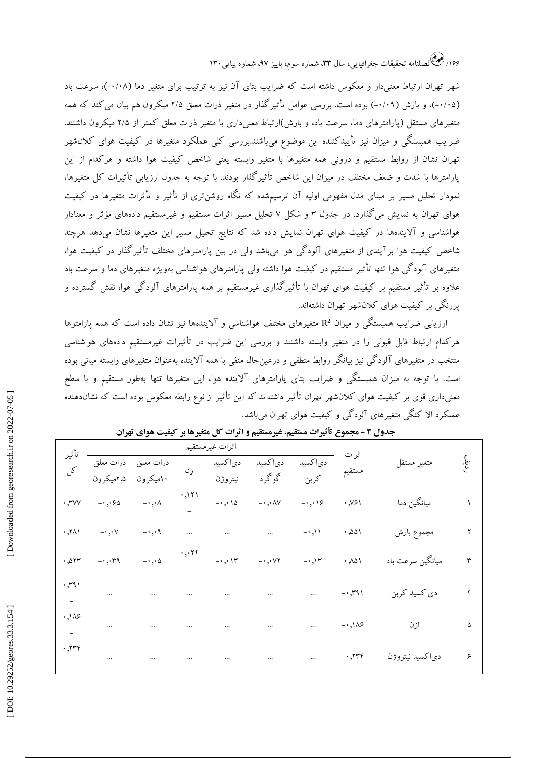شهر تهران ارتباط معنی‌دار و معکوس داشته است که ضرایب بتای آن نیز به ترتیب برای متغیر دما (۰/۰۸-)، سرعت باد (۰/۰۵-)، و بارش (۰/۰۹-) بوده است. بررسی عوامل تأثیرگذار در متغیر ذرات معلق ۲/۵ میکرون هم بیان می‌کند که همه متغیرهای مستقل (پارامترهای دما، سرعت باد، و بارش)ارتباط معنی‌داری با متغیر ذرات معلق کمتر از ۲/۵ میکرون داشتند. ضرایب همبستگی و میزان نیز تأییدکننده این موضوع می‌باشند.بررسی کلی عملکرد متغیرها در کیفیت هوای کلان‌شهر تهران نشان از روابط مستقیم و درونی همه متغیرها با متغیر وابسته یعنی شاخص کیفیت هوا داشته و هرکدام از این پارامترها با شدت و ضعف مختلف در میزان این شاخص تأثیرگذار بودند. با توجه به جدول ارزیابی تأثیرات کل متغیرها، نمودار تحلیل مسیر بر مبنای مدل مفهومی اولیه آن ترسیم‌شده که نگاه روشن‌تری از تأثیر و تأثرات متغیرها در کیفیت هوای تهران به نمایش می‌گذارد. در جدول ۳ و شکل ۷ تحلیل مسیر اثرات مستقیم و غیرمستقیم داده‌های مؤثر و معنادار هواشناسی و آلاینده‌ها در کیفیت هوای تهران نمایش داده شد که نتایج تحلیل مسیر این متغیرها نشان می‌دهد هرچند شاخص کیفیت هوا برآیندی از متغیرهای آلودگی هوا می‌باشد ولی در بین پارامترهای مختلف تأثیرگذار در کیفیت هوا، متغیرهای آلودگی هوا تنها تأثیر مستقیم در کیفیت هوا داشته ولی پارامترهای هواشناسی به‌ویژه متغیرهای دما و سرعت باد علاوه بر تأثیر مستقیم بر کیفیت هوای تهران با تأثیرگذاری غیرمستقیم بر همه پارامترهای آلودگی هوا، نقش گسترده و پررنگی بر کیفیت هوای کلان‌شهر تهران داشته‌اند.

ارزیابی ضرایب همبستگی و میزان $R^2$ متغیرهای مختلف هواشناسی و آلاینده‌ها نیز نشان داده است که همه پارامترها هرکدام ارتباط قابل قبولی را در متغیر وابسته داشتند و بررسی این ضرایب در تأثیرات غیرمستقیم داده‌های هواشناسی منتخب در متغیرهای آلودگی نیز بیانگر روابط منطقی و درعین‌حال منفی با همه آلاینده به‌عنوان متغیرهای وابسته میانی بوده است. با توجه به میزان همبستگی و ضرایب بتای پارامترهای آلاینده هوا، این متغیرها تنها به‌طور مستقیم و با سطح معنی‌داری قوی بر کیفیت هوای کلان‌شهر تهران تأثیر داشته‌اند که این تأثیر از نوع رابطه معکوس بوده است که نشان‌دهنده عملکرد الا کنگی متغیرهای آلودگی و کیفیت هوای تهران می‌باشد.

**جدول ۳ - مجموع تأثیرات مستقیم، غیرمستقیم و اثرات کل متغیرها بر کیفیت هوای تهران**

| ردیف | متغیر مستقل | اثرات مستقیم | اثرات غیرمستقیم | | | | | | تأثیر کل |
|---|---|---|---|---|---|---|---|---|---|
| | | | دی‌اکسید کربن | دی‌اکسید گوگرد | دی‌اکسید نیتروژن | ازن | ذرات معلق ۱۰میکرون | ذرات معلق ۲،۵میکرون | |
| ۱ | میانگین دما | ۰،۷۶۱ | -۰،۰۱۶ | -۰،۰۸۷ | -۰،۰۱۵ | ۰،۱۲۱- | -۰،۰۸ | -۰،۰۶۵ | ۰،۳۷۷ |
| ۲ | مجموع بارش | ۰،۵۵۱ | -۰،۱۱ | ... | ... | ... | -۰،۰۹ | -۰،۰۷ | ۰،۲۸۱ |
| ۳ | میانگین سرعت باد | ۰،۸۵۱ | -۰،۱۳ | -۰،۰۷۲ | -۰،۰۱۳ | ۰،۰۲۴- | -۰،۰۵ | -۰،۰۳۹ | ۰،۵۲۳ |
| ۴ | دی‌اکسید کربن | -۰،۳۹۱ | ... | ... | ... | ... | ... | ... | ۰،۳۹۱- |
| ۵ | ازن | -۰،۱۸۶ | ... | ... | ... | ... | ... | ... | ۰،۱۸۶- |
| ۶ | دی‌اکسید نیتروژن | -۰،۲۳۴ | ... | ... | ... | ... | ... | ... | ۰،۲۳۴- |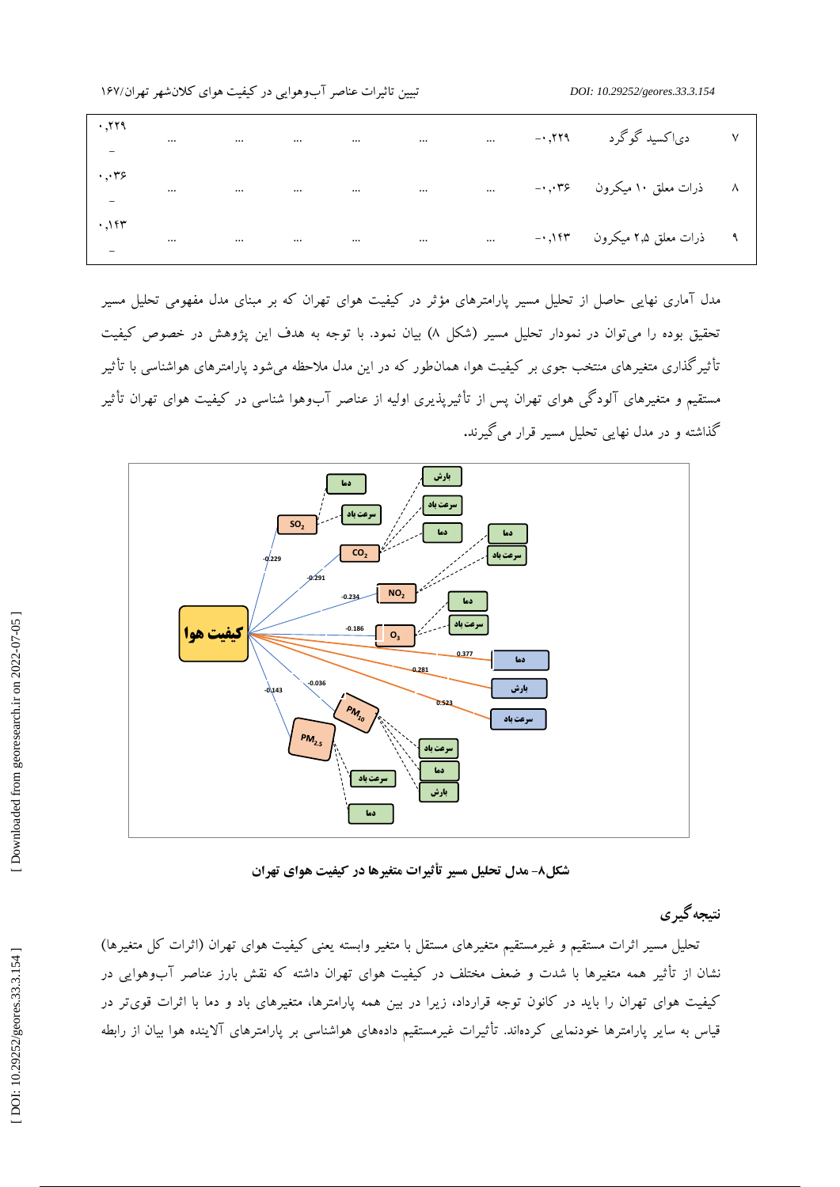| ۷ | دی‌اکسید گوگرد | -۰,۲۲۹ | ... | ... | ... | ... | ... | ... | -۰,۲۲۹ |
|---|---|---|---|---|---|---|---|---|---|
| ۸ | ذرات معلق ۱۰ میکرون | -۰,۰۳۶ | ... | ... | ... | ... | ... | ... | -۰,۰۳۶ |
| ۹ | ذرات معلق ۲,۵ میکرون | -۰,۱۴۳ | ... | ... | ... | ... | ... | ... | -۰,۱۴۳ |

مدل آماری نهایی حاصل از تحلیل مسیر پارامترهای مؤثر در کیفیت هوای تهران که بر مبنای مدل مفهومی تحلیل مسیر تحقیق بوده را می‌توان در نمودار تحلیل مسیر (شکل ۸) بیان نمود. با توجه به هدف این پژوهش در خصوص کیفیت تأثیرگذاری متغیرهای منتخب جوی بر کیفیت هوا، همان‌طور که در این مدل ملاحظه می‌شود پارامترهای هواشناسی با تأثیر مستقیم و متغیرهای آلودگی هوای تهران پس از تأثیرپذیری اولیه از عناصر آب‌وهوا شناسی در کیفیت هوای تهران تأثیر گذاشته و در مدل نهایی تحلیل مسیر قرار می‌گیرند.

**شکل۸- مدل تحلیل مسیر تأثیرات متغیرها در کیفیت هوای تهران**

## نتیجه گیری

تحلیل مسیر اثرات مستقیم و غیرمستقیم متغیرهای مستقل با متغیر وابسته یعنی کیفیت هوای تهران (اثرات کل متغیرها) نشان از تأثیر همه متغیرها با شدت و ضعف مختلف در کیفیت هوای تهران داشته که نقش بارز عناصر آب‌وهوایی در کیفیت هوای تهران را باید در کانون توجه قرارداد، زیرا در بین همه پارامترها، متغیرهای باد و دما با اثرات قوی‌تر در قیاس به سایر پارامترها خودنمایی کرده‌اند. تأثیرات غیرمستقیم داده‌های هواشناسی بر پارامترهای آلاینده هوا بیان از رابطه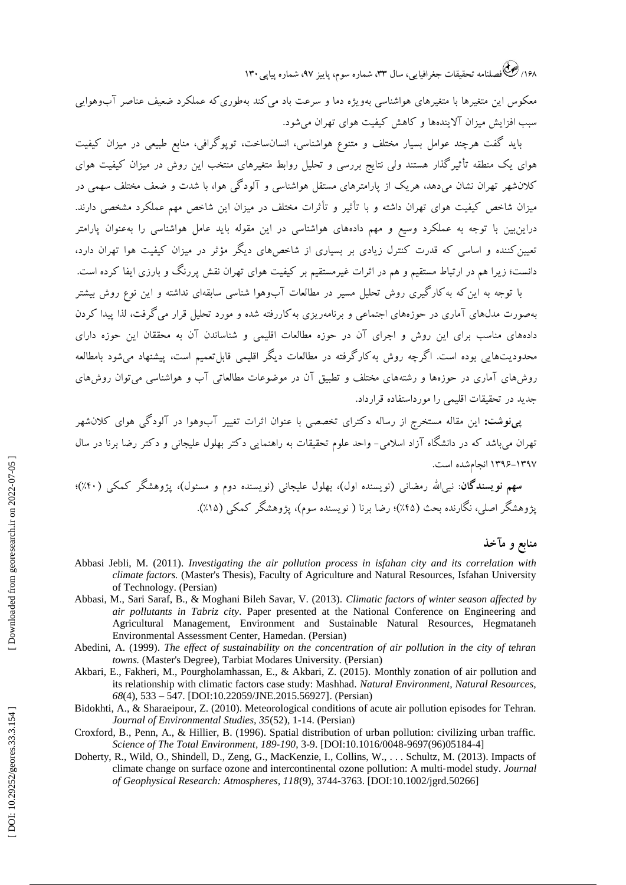معکوس این متغیرها با متغیرهای هواشناسی به‌ویژه دما و سرعت باد می‌کند به‌طوری‌که عملکرد ضعیف عناصر آب‌وهوایی سبب افزایش میزان آلاینده‌ها و کاهش کیفیت هوای تهران می‌شود.

باید گفت هرچند عوامل بسیار مختلف و متنوع هواشناسی، انسان‌ساخت، توپوگرافی، منابع طبیعی در میزان کیفیت هوای یک منطقه تأثیرگذار هستند ولی نتایج بررسی و تحلیل روابط متغیرهای منتخب این روش در میزان کیفیت هوای کلان‌شهر تهران نشان می‌دهد، هریک از پارامترهای مستقل هواشناسی و آلودگی هوا، با شدت و ضعف مختلف سهمی در میزان شاخص کیفیت هوای تهران داشته و با تأثیر و تأثرات مختلف در میزان این شاخص مهم عملکرد مشخصی دارند. دراین‌بین با توجه به عملکرد وسیع و مهم داده‌های هواشناسی در این مقوله باید عامل هواشناسی را به‌عنوان پارامتر تعیین‌کننده و اساسی که قدرت کنترل زیادی بر بسیاری از شاخص‌های دیگر مؤثر در میزان کیفیت هوا تهران دارد، دانست؛ زیرا هم در ارتباط مستقیم و هم در اثرات غیرمستقیم بر کیفیت هوای تهران نقش پررنگ و بارزی ایفا کرده است.

با توجه به این‌که به‌کارگیری روش تحلیل مسیر در مطالعات آب‌وهوا شناسی سابقه‌ای نداشته و این نوع روش بیشتر به‌صورت مدل‌های آماری در حوزه‌های اجتماعی و برنامه‌ریزی به‌کاررفته شده و مورد تحلیل قرار می‌گرفت، لذا پیدا کردن داده‌های مناسب برای این روش و اجرای آن در حوزه مطالعات اقلیمی و شناساندن آن به محققان این حوزه دارای محدودیت‌هایی بوده است. اگرچه روش به‌کارگرفته در مطالعات دیگر اقلیمی قابل‌تعمیم است، پیشنهاد می‌شود بامطالعه روش‌های آماری در حوزه‌ها و رشته‌های مختلف و تطبیق آن در موضوعات مطالعاتی آب و هواشناسی می‌توان روش‌های جدید در تحقیقات اقلیمی را مورداستفاده قرارداد.

**پی‌نوشت:** این مقاله مستخرج از رساله دکترای تخصصی با عنوان اثرات تغییر آب‌وهوا در آلودگی هوای کلان‌شهر تهران می‌باشد که در دانشگاه آزاد اسلامی- واحد علوم تحقیقات به راهنمایی دکتر بهلول علیجانی و دکتر رضا برنا در سال ۱۳۹۷-۱۳۹۶ انجام‌شده است.

**سهم نویسندگان**: نبی‌الله رمضانی (نویسنده اول)، بهلول علیجانی (نویسنده دوم و مسئول)، پژوهشگر کمکی (۴۰٪)؛ پژوهشگر اصلی، نگارنده بحث (۴۵٪)؛ رضا برنا ( نویسنده سوم)، پژوهشگر کمکی (۱۵٪).

## منابع و مآخذ

- Abbasi Jebli, M. (2011). *Investigating the air pollution process in isfahan city and its correlation with climate factors.* (Master's Thesis), Faculty of Agriculture and Natural Resources, Isfahan University of Technology. (Persian)
- Abbasi, M., Sari Saraf, B., & Moghani Bileh Savar, V. (2013). *Climatic factors of winter season affected by air pollutants in Tabriz city*. Paper presented at the National Conference on Engineering and Agricultural Management, Environment and Sustainable Natural Resources, Hegmataneh Environmental Assessment Center, Hamedan. (Persian)
- Abedini, A. (1999). *The effect of sustainability on the concentration of air pollution in the city of tehran towns.* (Master's Degree), Tarbiat Modares University. (Persian)
- Akbari, E., Fakheri, M., Pourgholamhassan, E., & Akbari, Z. (2015). Monthly zonation of air pollution and its relationship with climatic factors case study: Mashhad. *Natural Environment, Natural Resources, 68*(4), 533 – 547. [DOI:10.22059/JNE.2015.56927]. (Persian)
- Bidokhti, A., & Sharaeipour, Z. (2010). Meteorological conditions of acute air pollution episodes for Tehran. *Journal of Environmental Studies, 35*(52), 1-14. (Persian)
- Croxford, B., Penn, A., & Hillier, B. (1996). Spatial distribution of urban pollution: civilizing urban traffic. *Science of The Total Environment, 189-190*, 3-9. [DOI:10.1016/0048-9697(96)05184-4]
- Doherty, R., Wild, O., Shindell, D., Zeng, G., MacKenzie, I., Collins, W., . . . Schultz, M. (2013). Impacts of climate change on surface ozone and intercontinental ozone pollution: A multi-model study. *Journal of Geophysical Research: Atmospheres, 118*(9), 3744-3763. [DOI:10.1002/jgrd.50266]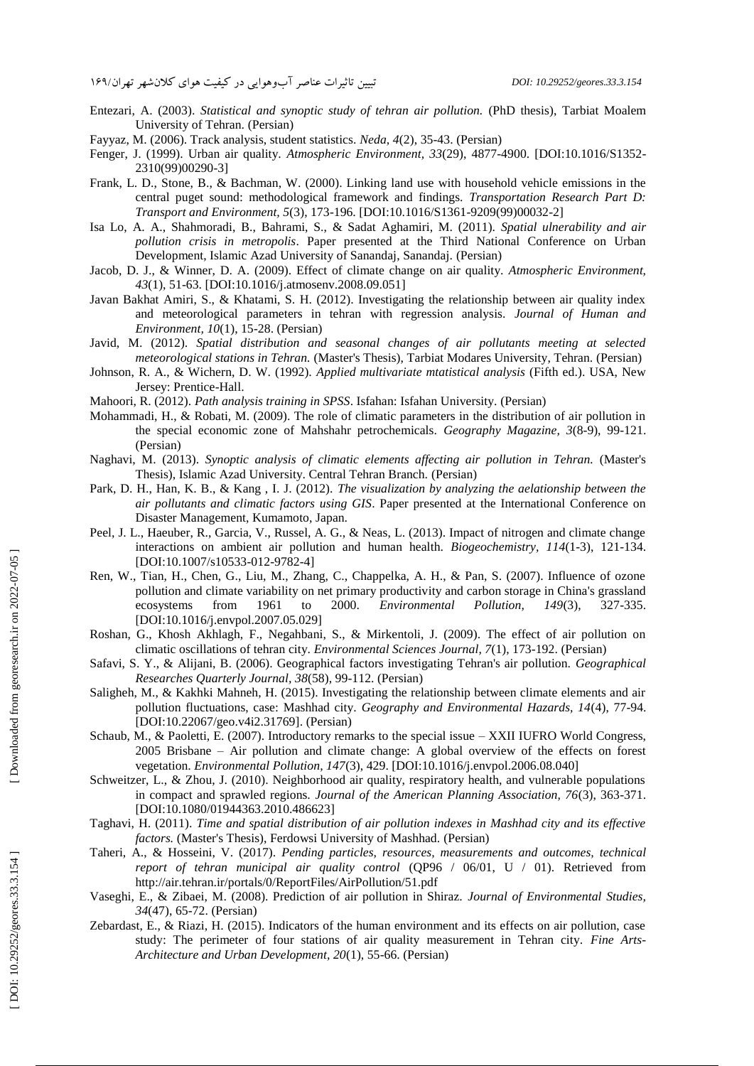Entezari, A. (2003). *Statistical and synoptic study of tehran air pollution.* (PhD thesis), Tarbiat Moalem University of Tehran. (Persian)

Fayyaz, M. (2006). Track analysis, student statistics. *Neda, 4*(2), 35-43. (Persian)

Fenger, J. (1999). Urban air quality. *Atmospheric Environment, 33*(29), 4877-4900. [DOI:10.1016/S1352-2310(99)00290-3]

Frank, L. D., Stone, B., & Bachman, W. (2000). Linking land use with household vehicle emissions in the central puget sound: methodological framework and findings. *Transportation Research Part D: Transport and Environment, 5*(3), 173-196. [DOI:10.1016/S1361-9209(99)00032-2]

Isa Lo, A. A., Shahmoradi, B., Bahrami, S., & Sadat Aghamiri, M. (2011). *Spatial ulnerability and air pollution crisis in metropolis*. Paper presented at the Third National Conference on Urban Development, Islamic Azad University of Sanandaj, Sanandaj. (Persian)

Jacob, D. J., & Winner, D. A. (2009). Effect of climate change on air quality. *Atmospheric Environment, 43*(1), 51-63. [DOI:10.1016/j.atmosenv.2008.09.051]

Javan Bakhat Amiri, S., & Khatami, S. H. (2012). Investigating the relationship between air quality index and meteorological parameters in tehran with regression analysis. *Journal of Human and Environment, 10*(1), 15-28. (Persian)

Javid, M. (2012). *Spatial distribution and seasonal changes of air pollutants meeting at selected meteorological stations in Tehran.* (Master's Thesis), Tarbiat Modares University, Tehran. (Persian)

Johnson, R. A., & Wichern, D. W. (1992). *Applied multivariate mtatistical analysis* (Fifth ed.). USA, New Jersey: Prentice-Hall.

Mahoori, R. (2012). *Path analysis training in SPSS*. Isfahan: Isfahan University. (Persian)

Mohammadi, H., & Robati, M. (2009). The role of climatic parameters in the distribution of air pollution in the special economic zone of Mahshahr petrochemicals. *Geography Magazine, 3*(8-9), 99-121. (Persian)

Naghavi, M. (2013). *Synoptic analysis of climatic elements affecting air pollution in Tehran.* (Master's Thesis), Islamic Azad University. Central Tehran Branch. (Persian)

Park, D. H., Han, K. B., & Kang , I. J. (2012). *The visualization by analyzing the aelationship between the air pollutants and climatic factors using GIS*. Paper presented at the International Conference on Disaster Management, Kumamoto, Japan.

Peel, J. L., Haeuber, R., Garcia, V., Russel, A. G., & Neas, L. (2013). Impact of nitrogen and climate change interactions on ambient air pollution and human health. *Biogeochemistry, 114*(1-3), 121-134. [DOI:10.1007/s10533-012-9782-4]

Ren, W., Tian, H., Chen, G., Liu, M., Zhang, C., Chappelka, A. H., & Pan, S. (2007). Influence of ozone pollution and climate variability on net primary productivity and carbon storage in China's grassland ecosystems from 1961 to 2000. *Environmental Pollution, 149*(3), 327-335. [DOI:10.1016/j.envpol.2007.05.029]

Roshan, G., Khosh Akhlagh, F., Negahbani, S., & Mirkentoli, J. (2009). The effect of air pollution on climatic oscillations of tehran city. *Environmental Sciences Journal, 7*(1), 173-192. (Persian)

Safavi, S. Y., & Alijani, B. (2006). Geographical factors investigating Tehran's air pollution. *Geographical Researches Quarterly Journal, 38*(58), 99-112. (Persian)

Saligheh, M., & Kakhki Mahneh, H. (2015). Investigating the relationship between climate elements and air pollution fluctuations, case: Mashhad city. *Geography and Environmental Hazards, 14*(4), 77-94. [DOI:10.22067/geo.v4i2.31769]. (Persian)

Schaub, M., & Paoletti, E. (2007). Introductory remarks to the special issue – XXII IUFRO World Congress, 2005 Brisbane – Air pollution and climate change: A global overview of the effects on forest vegetation. *Environmental Pollution, 147*(3), 429. [DOI:10.1016/j.envpol.2006.08.040]

Schweitzer, L., & Zhou, J. (2010). Neighborhood air quality, respiratory health, and vulnerable populations in compact and sprawled regions. *Journal of the American Planning Association, 76*(3), 363-371. [DOI:10.1080/01944363.2010.486623]

Taghavi, H. (2011). *Time and spatial distribution of air pollution indexes in Mashhad city and its effective factors.* (Master's Thesis), Ferdowsi University of Mashhad. (Persian)

Taheri, A., & Hosseini, V. (2017). *Pending particles, resources, measurements and outcomes, technical report of tehran municipal air quality control* (QP96 / 06/01, U / 01). Retrieved from http://air.tehran.ir/portals/0/ReportFiles/AirPollution/51.pdf

Vaseghi, E., & Zibaei, M. (2008). Prediction of air pollution in Shiraz. *Journal of Environmental Studies, 34*(47), 65-72. (Persian)

Zebardast, E., & Riazi, H. (2015). Indicators of the human environment and its effects on air pollution, case study: The perimeter of four stations of air quality measurement in Tehran city. *Fine Arts-Architecture and Urban Development, 20*(1), 55-66. (Persian)